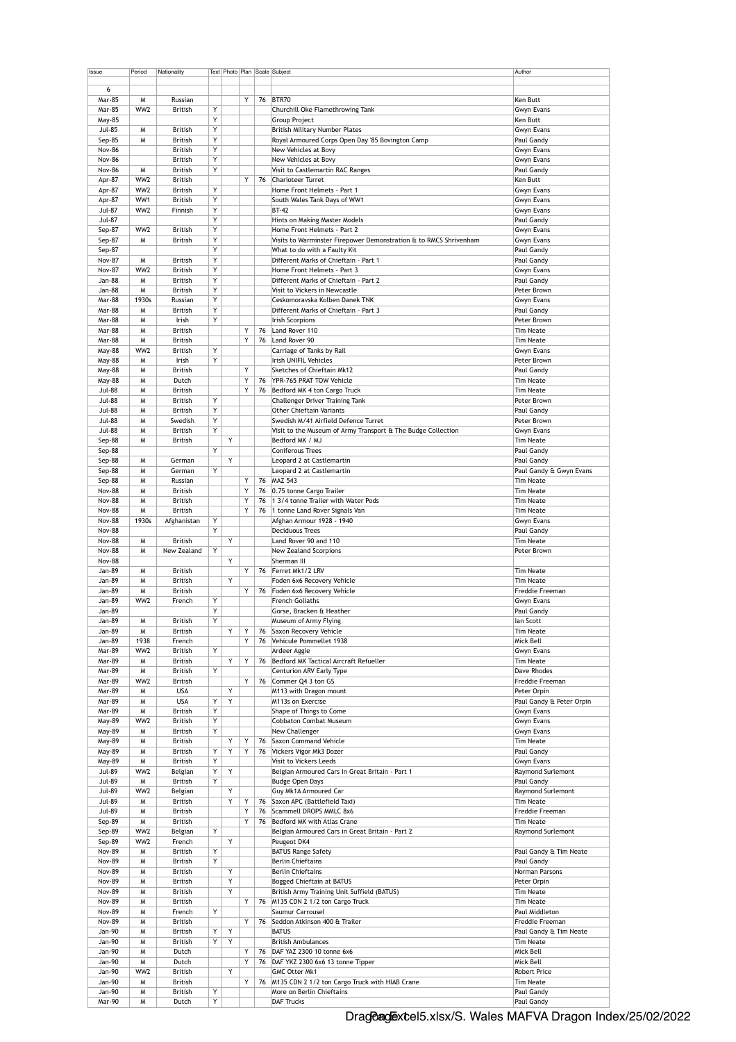| Issue | Period | Nationality | Text | Photo | Plan | Scale | Subject | Author |
|---|---|---|---|---|---|---|---|---|
| | | | | | | | | |
| 6 | | | | | | | | |
| Mar-85 | M | Russian | | | Y | 76 | BTR70 | Ken Butt |
| Mar-85 | WW2 | British | Y | | | | Churchill Oke Flamethrowing Tank | Gwyn Evans |
| May-85 | | | Y | | | | Group Project | Ken Butt |
| Jul-85 | M | British | Y | | | | British Military Number Plates | Gwyn Evans |
| Sep-85 | M | British | Y | | | | Royal Armoured Corps Open Day '85 Bovington Camp | Paul Gandy |
| Nov-86 | | British | Y | | | | New Vehicles at Bovy | Gwyn Evans |
| Nov-86 | | British | Y | | | | New Vehicles at Bovy | Gwyn Evans |
| Nov-86 | M | British | Y | | | | Visit to Castlemartin RAC Ranges | Paul Gandy |
| Apr-87 | WW2 | British | | | Y | 76 | Charioteer Turret | Ken Butt |
| Apr-87 | WW2 | British | Y | | | | Home Front Helmets - Part 1 | Gwyn Evans |
| Apr-87 | WW1 | British | Y | | | | South Wales Tank Days of WW1 | Gwyn Evans |
| Jul-87 | WW2 | Finnish | Y | | | | BT-42 | Gwyn Evans |
| Jul-87 | | | Y | | | | Hints on Making Master Models | Paul Gandy |
| Sep-87 | WW2 | British | Y | | | | Home Front Helmets - Part 2 | Gwyn Evans |
| Sep-87 | M | British | Y | | | | Visits to Warminster Firepower Demonstration & to RMCS Shrivenham | Gwyn Evans |
| Sep-87 | | | Y | | | | What to do with a Faulty Kit | Paul Gandy |
| Nov-87 | M | British | Y | | | | Different Marks of Chieftain - Part 1 | Paul Gandy |
| Nov-87 | WW2 | British | Y | | | | Home Front Helmets - Part 3 | Gwyn Evans |
| Jan-88 | M | British | Y | | | | Different Marks of Chieftain - Part 2 | Paul Gandy |
| Jan-88 | M | British | Y | | | | Visit to Vickers in Newcastle | Peter Brown |
| Mar-88 | 1930s | Russian | Y | | | | Ceskomoravska Kolben Danek TNK | Gwyn Evans |
| Mar-88 | M | British | Y | | | | Different Marks of Chieftain - Part 3 | Paul Gandy |
| Mar-88 | M | Irish | Y | | | | Irish Scorpions | Peter Brown |
| Mar-88 | M | British | | | Y | 76 | Land Rover 110 | Tim Neate |
| Mar-88 | M | British | | | Y | 76 | Land Rover 90 | Tim Neate |
| May-88 | WW2 | British | Y | | | | Carriage of Tanks by Rail | Gwyn Evans |
| May-88 | M | Irish | Y | | | | Irish UNIFIL Vehicles | Peter Brown |
| May-88 | M | British | | | Y | | Sketches of Chieftain Mk12 | Paul Gandy |
| May-88 | M | Dutch | | | Y | 76 | YPR-765 PRAT TOW Vehicle | Tim Neate |
| Jul-88 | M | British | | | Y | 76 | Bedford MK 4 ton Cargo Truck | Tim Neate |
| Jul-88 | M | British | Y | | | | Challenger Driver Training Tank | Peter Brown |
| Jul-88 | M | British | Y | | | | Other Chieftain Variants | Paul Gandy |
| Jul-88 | M | Swedish | Y | | | | Swedish M/41 Airfield Defence Turret | Peter Brown |
| Jul-88 | M | British | Y | | | | Visit to the Museum of Army Transport & The Budge Collection | Gwyn Evans |
| Sep-88 | M | British | | Y | | | Bedford MK / MJ | Tim Neate |
| Sep-88 | | | Y | | | | Coniferous Trees | Paul Gandy |
| Sep-88 | M | German | | Y | | | Leopard 2 at Castlemartin | Paul Gandy |
| Sep-88 | M | German | Y | | | | Leopard 2 at Castlemartin | Paul Gandy & Gwyn Evans |
| Sep-88 | M | Russian | | | Y | 76 | MAZ 543 | Tim Neate |
| Nov-88 | M | British | | | Y | 76 | 0.75 tonne Cargo Trailer | Tim Neate |
| Nov-88 | M | British | | | Y | 76 | 1 3/4 tonne Trailer with Water Pods | Tim Neate |
| Nov-88 | M | British | | | Y | 76 | 1 tonne Land Rover Signals Van | Tim Neate |
| Nov-88 | 1930s | Afghanistan | Y | | | | Afghan Armour 1928 - 1940 | Gwyn Evans |
| Nov-88 | | | Y | | | | Deciduous Trees | Paul Gandy |
| Nov-88 | M | British | | Y | | | Land Rover 90 and 110 | Tim Neate |
| Nov-88 | M | New Zealand | Y | | | | New Zealand Scorpions | Peter Brown |
| Nov-88 | | | | Y | | | Sherman III | |
| Jan-89 | M | British | | | Y | 76 | Ferret Mk1/2 LRV | Tim Neate |
| Jan-89 | M | British | | Y | | | Foden 6x6 Recovery Vehicle | Tim Neate |
| Jan-89 | M | British | | | Y | 76 | Foden 6x6 Recovery Vehicle | Freddie Freeman |
| Jan-89 | WW2 | French | Y | | | | French Goliaths | Gwyn Evans |
| Jan-89 | | | Y | | | | Gorse, Bracken & Heather | Paul Gandy |
| Jan-89 | M | British | Y | | | | Museum of Army Flying | Ian Scott |
| Jan-89 | M | British | | Y | Y | 76 | Saxon Recovery Vehicle | Tim Neate |
| Jan-89 | 1938 | French | | | Y | 76 | Vehicule Pommellet 1938 | Mick Bell |
| Mar-89 | WW2 | British | Y | | | | Ardeer Aggie | Gwyn Evans |
| Mar-89 | M | British | | Y | Y | 76 | Bedford MK Tactical Aircraft Refueller | Tim Neate |
| Mar-89 | M | British | Y | | | | Centurion ARV Early Type | Dave Rhodes |
| Mar-89 | WW2 | British | | | Y | 76 | Commer Q4 3 ton GS | Freddie Freeman |
| Mar-89 | M | USA | | Y | | | M113 with Dragon mount | Peter Orpin |
| Mar-89 | M | USA | Y | Y | | | M113s on Exercise | Paul Gandy & Peter Orpin |
| Mar-89 | M | British | Y | | | | Shape of Things to Come | Gwyn Evans |
| May-89 | WW2 | British | Y | | | | Cobbaton Combat Museum | Gwyn Evans |
| May-89 | M | British | Y | | | | New Challenger | Gwyn Evans |
| May-89 | M | British | | Y | Y | 76 | Saxon Command Vehicle | Tim Neate |
| May-89 | M | British | Y | Y | Y | 76 | Vickers Vigor Mk3 Dozer | Paul Gandy |
| May-89 | M | British | Y | | | | Visit to Vickers Leeds | Gwyn Evans |
| Jul-89 | WW2 | Belgian | Y | Y | | | Belgian Armoured Cars in Great Britain - Part 1 | Raymond Surlemont |
| Jul-89 | M | British | Y | | | | Budge Open Days | Paul Gandy |
| Jul-89 | WW2 | Belgian | | Y | | | Guy Mk1A Armoured Car | Raymond Surlemont |
| Jul-89 | M | British | | Y | Y | 76 | Saxon APC (Battlefield Taxi) | Tim Neate |
| Jul-89 | M | British | | | Y | 76 | Scammell DROPS MMLC 8x6 | Freddie Freeman |
| Sep-89 | M | British | | | Y | 76 | Bedford MK with Atlas Crane | Tim Neate |
| Sep-89 | WW2 | Belgian | Y | | | | Belgian Armoured Cars in Great Britain - Part 2 | Raymond Surlemont |
| Sep-89 | WW2 | French | | Y | | | Peugeot DK4 | |
| Nov-89 | M | British | Y | | | | BATUS Range Safety | Paul Gandy & Tim Neate |
| Nov-89 | M | British | Y | | | | Berlin Chieftains | Paul Gandy |
| Nov-89 | M | British | | Y | | | Berlin Chieftains | Norman Parsons |
| Nov-89 | M | British | | Y | | | Bogged Chieftain at BATUS | Peter Orpin |
| Nov-89 | M | British | | Y | | | British Army Training Unit Suffield (BATUS) | Tim Neate |
| Nov-89 | M | British | | | Y | 76 | M135 CDN 2 1/2 ton Cargo Truck | Tim Neate |
| Nov-89 | M | French | Y | | | | Saumur Carrousel | Paul Middleton |
| Nov-89 | M | British | | | Y | 76 | Seddon Atkinson 400 & Trailer | Freddie Freeman |
| Jan-90 | M | British | Y | Y | | | BATUS | Paul Gandy & Tim Neate |
| Jan-90 | M | British | Y | Y | | | British Ambulances | Tim Neate |
| Jan-90 | M | Dutch | | | Y | 76 | DAF YAZ 2300 10 tonne 6x6 | Mick Bell |
| Jan-90 | M | Dutch | | | Y | 76 | DAF YKZ 2300 6x6 13 tonne Tipper | Mick Bell |
| Jan-90 | WW2 | British | | Y | | | GMC Otter Mk1 | Robert Price |
| Jan-90 | M | British | | | Y | 76 | M135 CDN 2 1/2 ton Cargo Truck with HIAB Crane | Tim Neate |
| Jan-90 | M | British | Y | | | | More on Berlin Chieftains | Paul Gandy |
| Mar-90 | M | Dutch | Y | | | | DAF Trucks | Paul Gandy |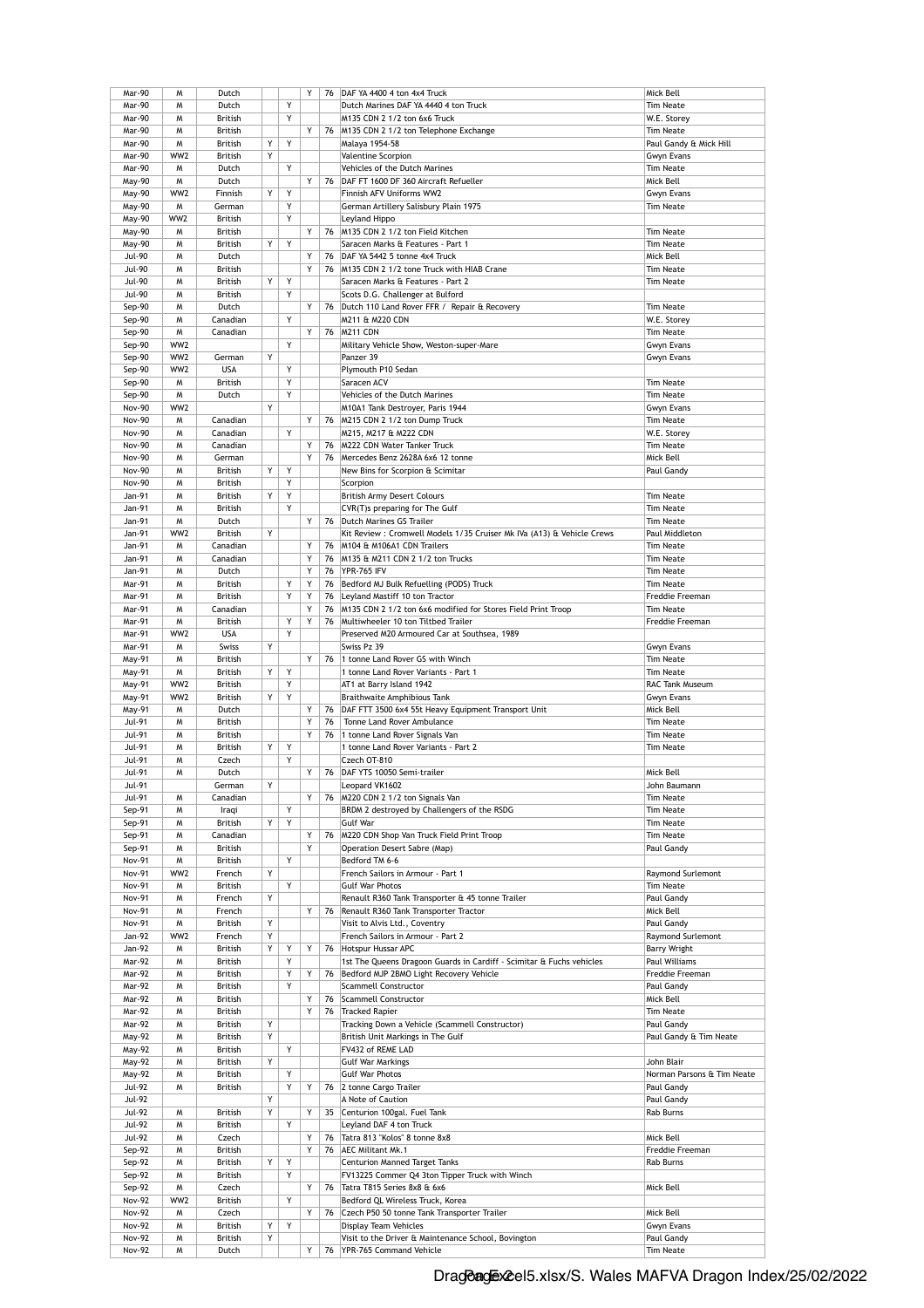| | | | | | | | | |
|---|---|---|---|---|---|---|---|---|
| Mar-90 | M | Dutch | | | Y | 76 | DAF YA 4400 4 ton 4x4 Truck | Mick Bell |
| Mar-90 | M | Dutch | | Y | | | Dutch Marines DAF YA 4440 4 ton Truck | Tim Neate |
| Mar-90 | M | British | | Y | | | M135 CDN 2 1/2 ton 6x6 Truck | W.E. Storey |
| Mar-90 | M | British | | | Y | 76 | M135 CDN 2 1/2 ton Telephone Exchange | Tim Neate |
| Mar-90 | M | British | Y | Y | | | Malaya 1954-58 | Paul Gandy & Mick Hill |
| Mar-90 | WW2 | British | Y | | | | Valentine Scorpion | Gwyn Evans |
| Mar-90 | M | Dutch | | Y | | | Vehicles of the Dutch Marines | Tim Neate |
| May-90 | M | Dutch | | | Y | 76 | DAF FT 1600 DF 360 Aircraft Refueller | Mick Bell |
| May-90 | WW2 | Finnish | Y | Y | | | Finnish AFV Uniforms WW2 | Gwyn Evans |
| May-90 | M | German | | Y | | | German Artillery Salisbury Plain 1975 | Tim Neate |
| May-90 | WW2 | British | | Y | | | Leyland Hippo | |
| May-90 | M | British | | | Y | 76 | M135 CDN 2 1/2 ton Field Kitchen | Tim Neate |
| May-90 | M | British | Y | Y | | | Saracen Marks & Features - Part 1 | Tim Neate |
| Jul-90 | M | Dutch | | | Y | 76 | DAF YA 5442 5 tonne 4x4 Truck | Mick Bell |
| Jul-90 | M | British | | | Y | 76 | M135 CDN 2 1/2 tone Truck with HIAB Crane | Tim Neate |
| Jul-90 | M | British | Y | Y | | | Saracen Marks & Features - Part 2 | Tim Neate |
| Jul-90 | M | British | | Y | | | Scots D.G. Challenger at Bulford | |
| Sep-90 | M | Dutch | | | Y | 76 | Dutch 110 Land Rover FFR / Repair & Recovery | Tim Neate |
| Sep-90 | M | Canadian | | Y | | | M211 & M220 CDN | W.E. Storey |
| Sep-90 | M | Canadian | | | Y | 76 | M211 CDN | Tim Neate |
| Sep-90 | WW2 | | | Y | | | Military Vehicle Show, Weston-super-Mare | Gwyn Evans |
| Sep-90 | WW2 | German | Y | | | | Panzer 39 | Gwyn Evans |
| Sep-90 | WW2 | USA | | Y | | | Plymouth P10 Sedan | |
| Sep-90 | M | British | | Y | | | Saracen ACV | Tim Neate |
| Sep-90 | M | Dutch | | Y | | | Vehicles of the Dutch Marines | Tim Neate |
| Nov-90 | WW2 | | Y | | | | M10A1 Tank Destroyer, Paris 1944 | Gwyn Evans |
| Nov-90 | M | Canadian | | | Y | 76 | M215 CDN 2 1/2 ton Dump Truck | Tim Neate |
| Nov-90 | M | Canadian | | Y | | | M215, M217 & M222 CDN | W.E. Storey |
| Nov-90 | M | Canadian | | | Y | 76 | M222 CDN Water Tanker Truck | Tim Neate |
| Nov-90 | M | German | | | Y | 76 | Mercedes Benz 2628A 6x6 12 tonne | Mick Bell |
| Nov-90 | M | British | Y | Y | | | New Bins for Scorpion & Scimitar | Paul Gandy |
| Nov-90 | M | British | | Y | | | Scorpion | |
| Jan-91 | M | British | Y | Y | | | British Army Desert Colours | Tim Neate |
| Jan-91 | M | British | | Y | | | CVR(T)s preparing for The Gulf | Tim Neate |
| Jan-91 | M | Dutch | | | Y | 76 | Dutch Marines GS Trailer | Tim Neate |
| Jan-91 | WW2 | British | Y | | | | Kit Review : Cromwell Models 1/35 Cruiser Mk IVa (A13) & Vehicle Crews | Paul Middleton |
| Jan-91 | M | Canadian | | | Y | 76 | M104 & M106A1 CDN Trailers | Tim Neate |
| Jan-91 | M | Canadian | | | Y | 76 | M135 & M211 CDN 2 1/2 ton Trucks | Tim Neate |
| Jan-91 | M | Dutch | | | Y | 76 | YPR-765 IFV | Tim Neate |
| Mar-91 | M | British | | Y | Y | 76 | Bedford MJ Bulk Refuelling (PODS) Truck | Tim Neate |
| Mar-91 | M | British | | Y | Y | 76 | Leyland Mastiff 10 ton Tractor | Freddie Freeman |
| Mar-91 | M | Canadian | | | Y | 76 | M135 CDN 2 1/2 ton 6x6 modified for Stores Field Print Troop | Tim Neate |
| Mar-91 | M | British | | Y | Y | 76 | Multiwheeler 10 ton Tiltbed Trailer | Freddie Freeman |
| Mar-91 | WW2 | USA | | Y | | | Preserved M20 Armoured Car at Southsea, 1989 | |
| Mar-91 | M | Swiss | Y | | | | Swiss Pz 39 | Gwyn Evans |
| May-91 | M | British | | | Y | 76 | 1 tonne Land Rover GS with Winch | Tim Neate |
| May-91 | M | British | Y | Y | | | 1 tonne Land Rover Variants - Part 1 | Tim Neate |
| May-91 | WW2 | British | | Y | | | AT1 at Barry Island 1942 | RAC Tank Museum |
| May-91 | WW2 | British | Y | Y | | | Braithwaite Amphibious Tank | Gwyn Evans |
| May-91 | M | Dutch | | | Y | 76 | DAF FTT 3500 6x4 55t Heavy Equipment Transport Unit | Mick Bell |
| Jul-91 | M | British | | | Y | 76 | Tonne Land Rover Ambulance | Tim Neate |
| Jul-91 | M | British | | | Y | 76 | 1 tonne Land Rover Signals Van | Tim Neate |
| Jul-91 | M | British | Y | Y | | | 1 tonne Land Rover Variants - Part 2 | Tim Neate |
| Jul-91 | M | Czech | | Y | | | Czech OT-810 | |
| Jul-91 | M | Dutch | | | Y | 76 | DAF YTS 10050 Semi-trailer | Mick Bell |
| Jul-91 | | German | Y | | | | Leopard VK1602 | John Baumann |
| Jul-91 | M | Canadian | | | Y | 76 | M220 CDN 2 1/2 ton Signals Van | Tim Neate |
| Sep-91 | M | Iraqi | | Y | | | BRDM 2 destroyed by Challengers of the RSDG | Tim Neate |
| Sep-91 | M | British | Y | Y | | | Gulf War | Tim Neate |
| Sep-91 | M | Canadian | | | Y | 76 | M220 CDN Shop Van Truck Field Print Troop | Tim Neate |
| Sep-91 | M | British | | | Y | | Operation Desert Sabre (Map) | Paul Gandy |
| Nov-91 | M | British | | Y | | | Bedford TM 6-6 | |
| Nov-91 | WW2 | French | Y | | | | French Sailors in Armour - Part 1 | Raymond Surlemont |
| Nov-91 | M | British | | Y | | | Gulf War Photos | Tim Neate |
| Nov-91 | M | French | Y | | | | Renault R360 Tank Transporter & 45 tonne Trailer | Paul Gandy |
| Nov-91 | M | French | | | Y | 76 | Renault R360 Tank Transporter Tractor | Mick Bell |
| Nov-91 | M | British | Y | | | | Visit to Alvis Ltd., Coventry | Paul Gandy |
| Jan-92 | WW2 | French | Y | | | | French Sailors in Armour - Part 2 | Raymond Surlemont |
| Jan-92 | M | British | Y | Y | Y | 76 | Hotspur Hussar APC | Barry Wright |
| Mar-92 | M | British | | Y | | | 1st The Queens Dragoon Guards in Cardiff - Scimitar & Fuchs vehicles | Paul Williams |
| Mar-92 | M | British | | Y | Y | 76 | Bedford MJP 2BMO Light Recovery Vehicle | Freddie Freeman |
| Mar-92 | M | British | | Y | | | Scammell Constructor | Paul Gandy |
| Mar-92 | M | British | | | Y | 76 | Scammell Constructor | Mick Bell |
| Mar-92 | M | British | | | Y | 76 | Tracked Rapier | Tim Neate |
| Mar-92 | M | British | Y | | | | Tracking Down a Vehicle (Scammell Constructor) | Paul Gandy |
| May-92 | M | British | Y | | | | British Unit Markings in The Gulf | Paul Gandy & Tim Neate |
| May-92 | M | British | | Y | | | FV432 of REME LAD | |
| May-92 | M | British | Y | | | | Gulf War Markings | John Blair |
| May-92 | M | British | | Y | | | Gulf War Photos | Norman Parsons & Tim Neate |
| Jul-92 | M | British | | Y | Y | 76 | 2 tonne Cargo Trailer | Paul Gandy |
| Jul-92 | | | Y | | | | A Note of Caution | Paul Gandy |
| Jul-92 | M | British | Y | | Y | 35 | Centurion 100gal. Fuel Tank | Rab Burns |
| Jul-92 | M | British | | Y | | | Leyland DAF 4 ton Truck | |
| Jul-92 | M | Czech | | | Y | 76 | Tatra 813 "Kolos" 8 tonne 8x8 | Mick Bell |
| Sep-92 | M | British | | | Y | 76 | AEC Militant Mk.1 | Freddie Freeman |
| Sep-92 | M | British | Y | Y | | | Centurion Manned Target Tanks | Rab Burns |
| Sep-92 | M | British | | Y | | | FV13225 Commer Q4 3ton Tipper Truck with Winch | |
| Sep-92 | M | Czech | | | Y | 76 | Tatra T815 Series 8x8 & 6x6 | Mick Bell |
| Nov-92 | WW2 | British | | Y | | | Bedford QL Wireless Truck, Korea | |
| Nov-92 | M | Czech | | | Y | 76 | Czech P50 50 tonne Tank Transporter Trailer | Mick Bell |
| Nov-92 | M | British | Y | Y | | | Display Team Vehicles | Gwyn Evans |
| Nov-92 | M | British | Y | | | | Visit to the Driver & Maintenance School, Bovington | Paul Gandy |
| Nov-92 | M | Dutch | | | Y | 76 | YPR-765 Command Vehicle | Tim Neate |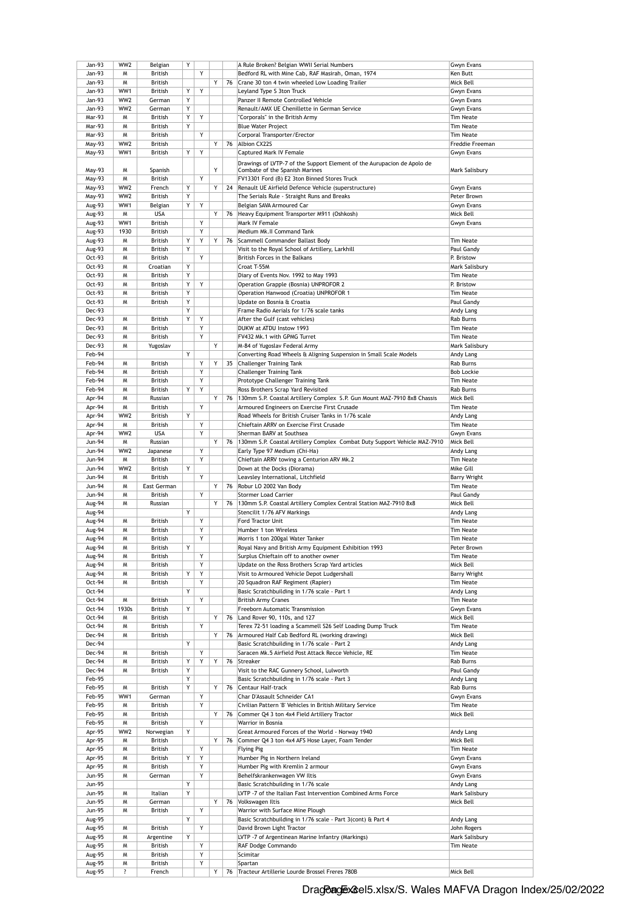| | | | | | | | | |
|---|---|---|---|---|---|---|---|---|
| Jan-93 | WW2 | Belgian | Y | | | | A Rule Broken? Belgian WWII Serial Numbers | Gwyn Evans |
| Jan-93 | M | British | | Y | | | Bedford RL with Mine Cab, RAF Masirah, Oman, 1974 | Ken Butt |
| Jan-93 | M | British | | | Y | 76 | Crane 30 ton 4 twin wheeled Low Loading Trailer | Mick Bell |
| Jan-93 | WW1 | British | Y | Y | | | Leyland Type S 3ton Truck | Gwyn Evans |
| Jan-93 | WW2 | German | Y | | | | Panzer II Remote Controlled Vehicle | Gwyn Evans |
| Jan-93 | WW2 | German | Y | | | | Renault/AMX UE Chenillette in German Service | Gwyn Evans |
| Mar-93 | M | British | Y | Y | | | "Corporals" in the British Army | Tim Neate |
| Mar-93 | M | British | Y | | | | Blue Water Project | Tim Neate |
| Mar-93 | M | British | | Y | | | Corporal Transporter/Erector | Tim Neate |
| May-93 | WW2 | British | | | Y | 76 | Albion CX22S | Freddie Freeman |
| May-93 | WW1 | British | Y | Y | | | Captured Mark IV Female | Gwyn Evans |
| May-93 | M | Spanish | | | Y | | Drawings of LVTP-7 of the Support Element of the Aurupacion de Apolo de Combate of the Spanish Marines | Mark Salisbury |
| May-93 | M | British | | Y | | | FV13301 Ford (B) E2 3ton Binned Stores Truck | |
| May-93 | WW2 | French | Y | | Y | 24 | Renault UE Airfield Defence Vehicle (superstructure) | Gwyn Evans |
| May-93 | WW2 | British | Y | | | | The Serials Rule - Straight Runs and Breaks | Peter Brown |
| Aug-93 | WW1 | Belgian | Y | Y | | | Belgian SAVA Armoured Car | Gwyn Evans |
| Aug-93 | M | USA | | | Y | 76 | Heavy Equipment Transporter M911 (Oshkosh) | Mick Bell |
| Aug-93 | WW1 | British | | Y | | | Mark IV Female | Gwyn Evans |
| Aug-93 | 1930 | British | | Y | | | Medium Mk.II Command Tank | |
| Aug-93 | M | British | Y | Y | Y | 76 | Scammell Commander Ballast Body | Tim Neate |
| Aug-93 | M | British | Y | | | | Visit to the Royal School of Artillery, Larkhill | Paul Gandy |
| Oct-93 | M | British | | Y | | | British Forces in the Balkans | P. Bristow |
| Oct-93 | M | Croatian | Y | | | | Croat T-55M | Mark Salisbury |
| Oct-93 | M | British | Y | | | | Diary of Events Nov. 1992 to May 1993 | Tim Neate |
| Oct-93 | M | British | Y | Y | | | Operation Grapple (Bosnia) UNPROFOR 2 | P. Bristow |
| Oct-93 | M | British | Y | | | | Operation Hanwood (Croatia) UNPROFOR 1 | Tim Neate |
| Oct-93 | M | British | Y | | | | Update on Bosnia & Croatia | Paul Gandy |
| Dec-93 | | | Y | | | | Frame Radio Aerials for 1/76 scale tanks | Andy Lang |
| Dec-93 | M | British | Y | Y | | | After the Gulf (cast vehicles) | Rab Burns |
| Dec-93 | M | British | | Y | | | DUKW at ATDU Instow 1993 | Tim Neate |
| Dec-93 | M | British | | Y | | | FV432 Mk.1 with GPMG Turret | Tim Neate |
| Dec-93 | M | Yugoslav | | | Y | | M-84 of Yugoslav Federal Army | Mark Salisbury |
| Feb-94 | | | Y | | | | Converting Road Wheels & Aligning Suspension in Small Scale Models | Andy Lang |
| Feb-94 | M | British | | Y | Y | 35 | Challenger Training Tank | Rab Burns |
| Feb-94 | M | British | | Y | | | Challenger Training Tank | Bob Lockie |
| Feb-94 | M | British | | Y | | | Prototype Challenger Training Tank | Tim Neate |
| Feb-94 | M | British | Y | Y | | | Ross Brothers Scrap Yard Revisited | Rab Burns |
| Apr-94 | M | Russian | | | Y | 76 | 130mm S.P. Coastal Artillery Complex S.P. Gun Mount MAZ-7910 8x8 Chassis | Mick Bell |
| Apr-94 | M | British | | Y | | | Armoured Engineers on Exercise First Crusade | Tim Neate |
| Apr-94 | WW2 | British | Y | | | | Road Wheels for British Cruiser Tanks in 1/76 scale | Andy Lang |
| Apr-94 | M | British | | Y | | | Chieftain ARRV on Exercise First Crusade | Tim Neate |
| Apr-94 | WW2 | USA | | Y | | | Sherman BARV at Southsea | Gwyn Evans |
| Jun-94 | M | Russian | | | Y | 76 | 130mm S.P. Coastal Artillery Complex Combat Duty Support Vehicle MAZ-7910 | Mick Bell |
| Jun-94 | WW2 | Japanese | | Y | | | Early Type 97 Medium (Chi-Ha) | Andy Lang |
| Jun-94 | M | British | | Y | | | Chieftain ARRV towing a Centurion ARV Mk.2 | Tim Neate |
| Jun-94 | WW2 | British | Y | | | | Down at the Docks (Diorama) | Mike Gill |
| Jun-94 | M | British | | Y | | | Leavsley International, Litchfield | Barry Wright |
| Jun-94 | M | East German | | | Y | 76 | Robur LO 2002 Van Body | Tim Neate |
| Jun-94 | M | British | | Y | | | Stormer Load Carrier | Paul Gandy |
| Aug-94 | M | Russian | | | Y | 76 | 130mm S.P. Coastal Artillery Complex Central Station MAZ-7910 8x8 | Mick Bell |
| Aug-94 | | | Y | | | | Stencilit 1/76 AFV Markings | Andy Lang |
| Aug-94 | M | British | | Y | | | Ford Tractor Unit | Tim Neate |
| Aug-94 | M | British | | Y | | | Humber 1 ton Wireless | Tim Neate |
| Aug-94 | M | British | | Y | | | Morris 1 ton 200gal Water Tanker | Tim Neate |
| Aug-94 | M | British | Y | | | | Royal Navy and British Army Equipment Exhibition 1993 | Peter Brown |
| Aug-94 | M | British | | Y | | | Surplus Chieftain off to another owner | Tim Neate |
| Aug-94 | M | British | | Y | | | Update on the Ross Brothers Scrap Yard articles | Mick Bell |
| Aug-94 | M | British | Y | Y | | | Visit to Armoured Vehicle Depot Ludgershall | Barry Wright |
| Oct-94 | M | British | | Y | | | 20 Squadron RAF Regiment (Rapier) | Tim Neate |
| Oct-94 | | | Y | | | | Basic Scratchbuilding in 1/76 scale - Part 1 | Andy Lang |
| Oct-94 | M | British | | Y | | | British Army Cranes | Tim Neate |
| Oct-94 | 1930s | British | Y | | | | Freeborn Automatic Transmission | Gwyn Evans |
| Oct-94 | M | British | | | Y | 76 | Land Rover 90, 110s, and 127 | Mick Bell |
| Oct-94 | M | British | | Y | | | Terex 72-51 loading a Scammell S26 Self Loading Dump Truck | Tim Neate |
| Dec-94 | M | British | | | Y | 76 | Armoured Half Cab Bedford RL (working drawing) | Mick Bell |
| Dec-94 | | | Y | | | | Basic Scratchbuilding in 1/76 scale - Part 2 | Andy Lang |
| Dec-94 | M | British | | Y | | | Saracen Mk.5 Airfield Post Attack Recce Vehicle, RE | Tim Neate |
| Dec-94 | M | British | Y | Y | Y | 76 | Streaker | Rab Burns |
| Dec-94 | M | British | Y | | | | Visit to the RAC Gunnery School, Lulworth | Paul Gandy |
| Feb-95 | | | Y | | | | Basic Scratchbuilding in 1/76 scale - Part 3 | Andy Lang |
| Feb-95 | M | British | Y | | Y | 76 | Centaur Half-track | Rab Burns |
| Feb-95 | WW1 | German | | Y | | | Char D'Assault Schneider CA1 | Gwyn Evans |
| Feb-95 | M | British | | Y | | | Civilian Pattern 'B' Vehicles in British Military Service | Tim Neate |
| Feb-95 | M | British | | | Y | 76 | Commer Q4 3 ton 4x4 Field Artillery Tractor | Mick Bell |
| Feb-95 | M | British | | Y | | | Warrior in Bosnia | |
| Apr-95 | WW2 | Norwegian | Y | | | | Great Armoured Forces of the World - Norway 1940 | Andy Lang |
| Apr-95 | M | British | | | Y | 76 | Commer Q4 3 ton 4x4 AFS Hose Layer, Foam Tender | Mick Bell |
| Apr-95 | M | British | | Y | | | Flying Pig | Tim Neate |
| Apr-95 | M | British | Y | Y | | | Humber Pig in Northern Ireland | Gwyn Evans |
| Apr-95 | M | British | | Y | | | Humber Pig with Kremlin 2 armour | Gwyn Evans |
| Jun-95 | M | German | | Y | | | Behelfskrankenwagen VW Iltis | Gwyn Evans |
| Jun-95 | | | Y | | | | Basic Scratchbuilding in 1/76 scale | Andy Lang |
| Jun-95 | M | Italian | Y | | | | LVTP -7 of the Italian Fast Intervention Combined Arms Force | Mark Salisbury |
| Jun-95 | M | German | | | Y | 76 | Volkswagen Iltis | Mick Bell |
| Jun-95 | M | British | | Y | | | Warrior with Surface Mine Plough | |
| Aug-95 | | | Y | | | | Basic Scratchbuilding in 1/76 scale - Part 3(cont) & Part 4 | Andy Lang |
| Aug-95 | M | British | | Y | | | David Brown Light Tractor | John Rogers |
| Aug-95 | M | Argentine | Y | | | | LVTP -7 of Argentinean Marine Infantry (Markings) | Mark Salisbury |
| Aug-95 | M | British | | Y | | | RAF Dodge Commando | Tim Neate |
| Aug-95 | M | British | | Y | | | Scimitar | |
| Aug-95 | M | British | | Y | | | Spartan | |
| Aug-95 | ? | French | | | Y | 76 | Tracteur Artillerie Lourde Brossel Freres 780B | Mick Bell |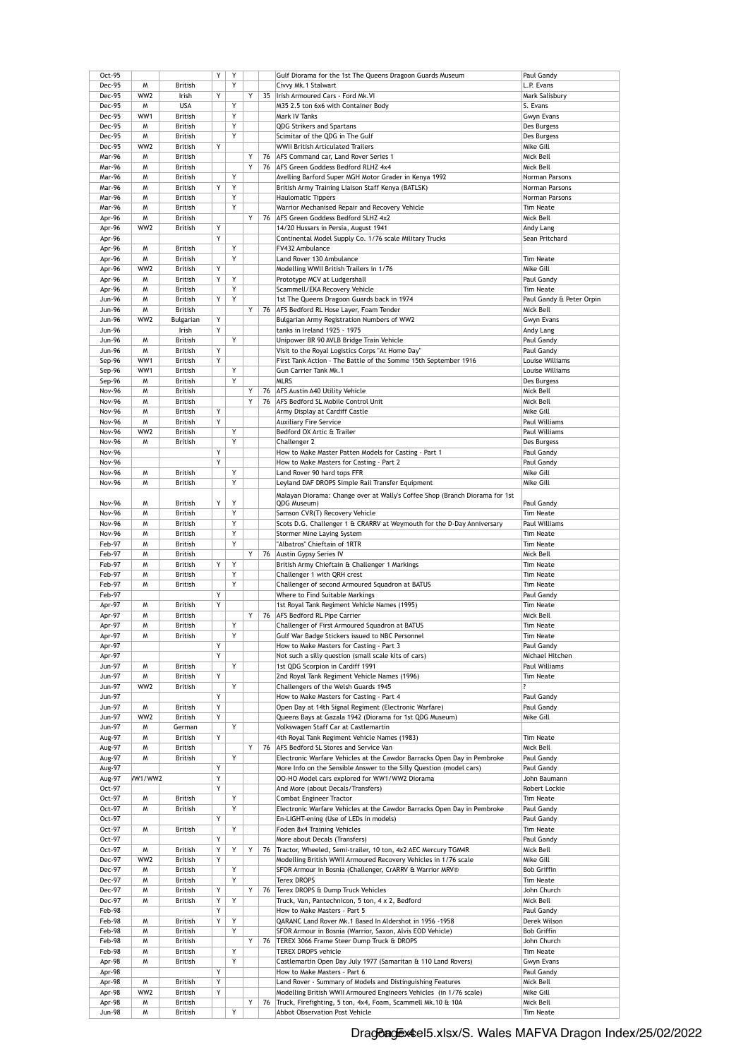| | | | | | | | | |
|---|---|---|---|---|---|---|---|---|
| Oct-95 | | | Y | Y | | | Gulf Diorama for the 1st The Queens Dragoon Guards Museum | Paul Gandy |
| Dec-95 | M | British | | Y | | | Civvy Mk.1 Stalwart | L.P. Evans |
| Dec-95 | WW2 | Irish | Y | | Y | 35 | Irish Armoured Cars - Ford Mk.VI | Mark Salisbury |
| Dec-95 | M | USA | | Y | | | M35 2.5 ton 6x6 with Container Body | S. Evans |
| Dec-95 | WW1 | British | | Y | | | Mark IV Tanks | Gwyn Evans |
| Dec-95 | M | British | | Y | | | QDG Strikers and Spartans | Des Burgess |
| Dec-95 | M | British | | Y | | | Scimitar of the QDG in The Gulf | Des Burgess |
| Dec-95 | WW2 | British | Y | | | | WWII British Articulated Trailers | Mike Gill |
| Mar-96 | M | British | | | Y | 76 | AFS Command car, Land Rover Series 1 | Mick Bell |
| Mar-96 | M | British | | | Y | 76 | AFS Green Goddess Bedford RLHZ 4x4 | Mick Bell |
| Mar-96 | M | British | | Y | | | Avelling Barford Super MGH Motor Grader in Kenya 1992 | Norman Parsons |
| Mar-96 | M | British | Y | Y | | | British Army Training Liaison Staff Kenya (BATLSK) | Norman Parsons |
| Mar-96 | M | British | | Y | | | Haulomatic Tippers | Norman Parsons |
| Mar-96 | M | British | | Y | | | Warrior Mechanised Repair and Recovery Vehicle | Tim Neate |
| Apr-96 | M | British | | | Y | 76 | AFS Green Goddess Bedford SLHZ 4x2 | Mick Bell |
| Apr-96 | WW2 | British | Y | | | | 14/20 Hussars in Persia, August 1941 | Andy Lang |
| Apr-96 | | | Y | | | | Continental Model Supply Co. 1/76 scale Military Trucks | Sean Pritchard |
| Apr-96 | M | British | | Y | | | FV432 Ambulance | |
| Apr-96 | M | British | | Y | | | Land Rover 130 Ambulance | Tim Neate |
| Apr-96 | WW2 | British | Y | | | | Modelling WWII British Trailers in 1/76 | Mike Gill |
| Apr-96 | M | British | Y | Y | | | Prototype MCV at Ludgershall | Paul Gandy |
| Apr-96 | M | British | | Y | | | Scammell/EKA Recovery Vehicle | Tim Neate |
| Jun-96 | M | British | Y | Y | | | 1st The Queens Dragoon Guards back in 1974 | Paul Gandy & Peter Orpin |
| Jun-96 | M | British | | | Y | 76 | AFS Bedford RL Hose Layer, Foam Tender | Mick Bell |
| Jun-96 | WW2 | Bulgarian | Y | | | | Bulgarian Army Registration Numbers of WW2 | Gwyn Evans |
| Jun-96 | | Irish | Y | | | | tanks in Ireland 1925 - 1975 | Andy Lang |
| Jun-96 | M | British | | Y | | | Unipower BR 90 AVLB Bridge Train Vehicle | Paul Gandy |
| Jun-96 | M | British | Y | | | | Visit to the Royal Logistics Corps "At Home Day" | Paul Gandy |
| Sep-96 | WW1 | British | Y | | | | First Tank Action - The Battle of the Somme 15th September 1916 | Louise Williams |
| Sep-96 | WW1 | British | | Y | | | Gun Carrier Tank Mk.1 | Louise Williams |
| Sep-96 | M | British | | Y | | | MLRS | Des Burgess |
| Nov-96 | M | British | | | Y | 76 | AFS Austin A40 Utility Vehicle | Mick Bell |
| Nov-96 | M | British | | | Y | 76 | AFS Bedford SL Mobile Control Unit | Mick Bell |
| Nov-96 | M | British | Y | | | | Army Display at Cardiff Castle | Mike Gill |
| Nov-96 | M | British | Y | | | | Auxiliary Fire Service | Paul Williams |
| Nov-96 | WW2 | British | | Y | | | Bedford OX Artic & Trailer | Paul Williams |
| Nov-96 | M | British | | Y | | | Challenger 2 | Des Burgess |
| Nov-96 | | | Y | | | | How to Make Master Patten Models for Casting - Part 1 | Paul Gandy |
| Nov-96 | | | Y | | | | How to Make Masters for Casting - Part 2 | Paul Gandy |
| Nov-96 | M | British | | Y | | | Land Rover 90 hard tops FFR | Mike Gill |
| Nov-96 | M | British | | Y | | | Leyland DAF DROPS Simple Rail Transfer Equipment | Mike Gill |
| Nov-96 | M | British | Y | Y | | | Malayan Diorama: Change over at Wally's Coffee Shop (Branch Diorama for 1st QDG Museum) | Paul Gandy |
| Nov-96 | M | British | | Y | | | Samson CVR(T) Recovery Vehicle | Tim Neate |
| Nov-96 | M | British | | Y | | | Scots D.G. Challenger 1 & CRARRV at Weymouth for the D-Day Anniversary | Paul Williams |
| Nov-96 | M | British | | Y | | | Stormer Mine Laying System | Tim Neate |
| Feb-97 | M | British | | Y | | | "Albatros" Chieftain of 1RTR | Tim Neate |
| Feb-97 | M | British | | | Y | 76 | Austin Gypsy Series IV | Mick Bell |
| Feb-97 | M | British | Y | Y | | | British Army Chieftain & Challenger 1 Markings | Tim Neate |
| Feb-97 | M | British | | Y | | | Challenger 1 with QRH crest | Tim Neate |
| Feb-97 | M | British | | Y | | | Challenger of second Armoured Squadron at BATUS | Tim Neate |
| Feb-97 | | | Y | | | | Where to Find Suitable Markings | Paul Gandy |
| Apr-97 | M | British | Y | | | | 1st Royal Tank Regiment Vehicle Names (1995) | Tim Neate |
| Apr-97 | M | British | | | Y | 76 | AFS Bedford RL Pipe Carrier | Mick Bell |
| Apr-97 | M | British | | Y | | | Challenger of First Armoured Squadron at BATUS | Tim Neate |
| Apr-97 | M | British | | Y | | | Gulf War Badge Stickers issued to NBC Personnel | Tim Neate |
| Apr-97 | | | Y | | | | How to Make Masters for Casting - Part 3 | Paul Gandy |
| Apr-97 | | | Y | | | | Not such a silly question (small scale kits of cars) | Michael Hitchen |
| Jun-97 | M | British | | Y | | | 1st QDG Scorpion in Cardiff 1991 | Paul Williams |
| Jun-97 | M | British | Y | | | | 2nd Royal Tank Regiment Vehicle Names (1996) | Tim Neate |
| Jun-97 | WW2 | British | | Y | | | Challengers of the Welsh Guards 1945 | ? |
| Jun-97 | | | Y | | | | How to Make Masters for Casting - Part 4 | Paul Gandy |
| Jun-97 | M | British | Y | | | | Open Day at 14th Signal Regiment (Electronic Warfare) | Paul Gandy |
| Jun-97 | WW2 | British | Y | | | | Queens Bays at Gazala 1942 (Diorama for 1st QDG Museum) | Mike Gill |
| Jun-97 | M | German | | Y | | | Volkswagen Staff Car at Castlemartin | |
| Aug-97 | M | British | Y | | | | 4th Royal Tank Regiment Vehicle Names (1983) | Tim Neate |
| Aug-97 | M | British | | | Y | 76 | AFS Bedford SL Stores and Service Van | Mick Bell |
| Aug-97 | M | British | | Y | | | Electronic Warfare Vehicles at the Cawdor Barracks Open Day in Pembroke | Paul Gandy |
| Aug-97 | | | Y | | | | More Info on the Sensible Answer to the Silly Question (model cars) | Paul Gandy |
| Aug-97 | WW1/WW2 | | Y | | | | OO-HO Model cars explored for WW1/WW2 Diorama | John Baumann |
| Oct-97 | | | Y | | | | And More (about Decals/Transfers) | Robert Lockie |
| Oct-97 | M | British | | Y | | | Combat Engineer Tractor | Tim Neate |
| Oct-97 | M | British | | Y | | | Electronic Warfare Vehicles at the Cawdor Barracks Open Day in Pembroke | Paul Gandy |
| Oct-97 | | | Y | | | | En-LIGHT-ening (Use of LEDs in models) | Paul Gandy |
| Oct-97 | M | British | | Y | | | Foden 8x4 Training Vehicles | Tim Neate |
| Oct-97 | | | Y | | | | More about Decals (Transfers) | Paul Gandy |
| Oct-97 | M | British | Y | Y | Y | 76 | Tractor, Wheeled, Semi-trailer, 10 ton, 4x2 AEC Mercury TGM4R | Mick Bell |
| Dec-97 | WW2 | British | Y | | | | Modelling British WWII Armoured Recovery Vehicles in 1/76 scale | Mike Gill |
| Dec-97 | M | British | | Y | | | SFOR Armour in Bosnia (Challenger, CrARRV & Warrior MRV®) | Bob Griffin |
| Dec-97 | M | British | | Y | | | Terex DROPS | Tim Neate |
| Dec-97 | M | British | Y | | Y | 76 | Terex DROPS & Dump Truck Vehicles | John Church |
| Dec-97 | M | British | Y | Y | | | Truck, Van, Pantechnicon, 5 ton, 4 x 2, Bedford | Mick Bell |
| Feb-98 | | | Y | | | | How to Make Masters - Part 5 | Paul Gandy |
| Feb-98 | M | British | Y | Y | | | QARANC Land Rover Mk.1 Based In Aldershot in 1956 -1958 | Derek Wilson |
| Feb-98 | M | British | | Y | | | SFOR Armour in Bosnia (Warrior, Saxon, Alvis EOD Vehicle) | Bob Griffin |
| Feb-98 | M | British | | | Y | 76 | TEREX 3066 Frame Steer Dump Truck & DROPS | John Church |
| Feb-98 | M | British | | Y | | | TEREX DROPS vehicle | Tim Neate |
| Apr-98 | M | British | | Y | | | Castlemartin Open Day July 1977 (Samaritan & 110 Land Rovers) | Gwyn Evans |
| Apr-98 | | | Y | | | | How to Make Masters - Part 6 | Paul Gandy |
| Apr-98 | M | British | Y | | | | Land Rover - Summary of Models and Distinguishing Features | Mick Bell |
| Apr-98 | WW2 | British | Y | | | | Modelling British WWII Armoured Engineers Vehicles (in 1/76 scale) | Mike Gill |
| Apr-98 | M | British | | | Y | 76 | Truck, Firefighting, 5 ton, 4x4, Foam, Scammell Mk.10 & 10A | Mick Bell |
| Jun-98 | M | British | | Y | | | Abbot Observation Post Vehicle | Tim Neate |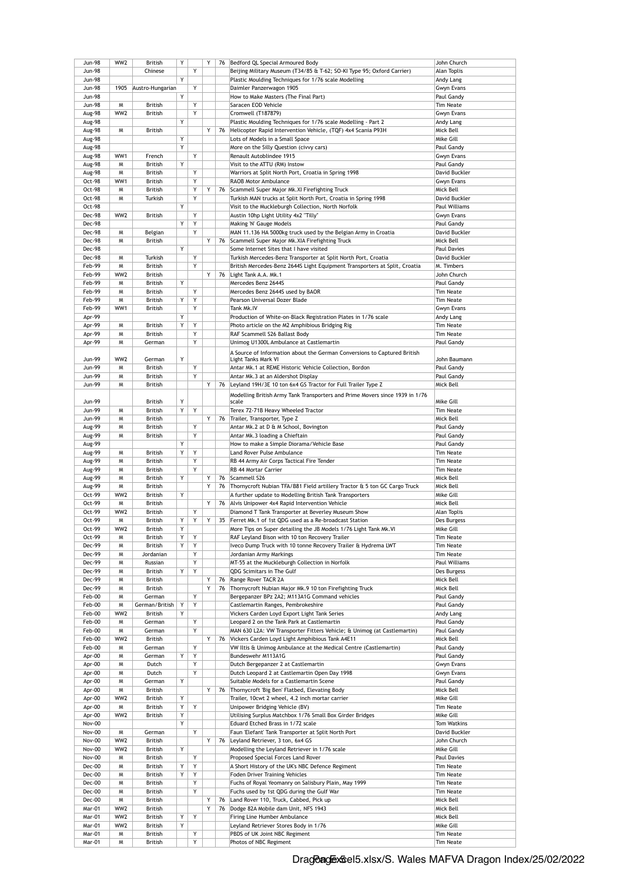| | | | | | | | | |
|---|---|---|---|---|---|---|---|---|
| Jun-98 | WW2 | British | Y | | Y | 76 | Bedford QL Special Armoured Body | John Church |
| Jun-98 | | Chinese | | Y | | | Beijing Military Museum (T34/85 & T-62; SO-KI Type 95; Oxford Carrier) | Alan Toplis |
| Jun-98 | | | Y | | | | Plastic Moulding Techniques for 1/76 scale Modelling | Andy Lang |
| Jun-98 | 1905 | Austro-Hungarian | | Y | | | Daimler Panzerwagon 1905 | Gwyn Evans |
| Jun-98 | | | Y | | | | How to Make Masters (The Final Part) | Paul Gandy |
| Jun-98 | M | British | | Y | | | Saracen EOD Vehicle | Tim Neate |
| Aug-98 | WW2 | British | | Y | | | Cromwell (T187879) | Gwyn Evans |
| Aug-98 | | | Y | | | | Plastic Moulding Techniques for 1/76 scale Modelling - Part 2 | Andy Lang |
| Aug-98 | M | British | | | Y | 76 | Helicopter Rapid Intervention Vehicle, (TQF) 4x4 Scania P93H | Mick Bell |
| Aug-98 | | | Y | | | | Lots of Models in a Small Space | Mike Gill |
| Aug-98 | | | Y | | | | More on the Silly Question (civvy cars) | Paul Gandy |
| Aug-98 | WW1 | French | | Y | | | Renault Autoblindee 1915 | Gwyn Evans |
| Aug-98 | M | British | Y | | | | Visit to the ATTU (RM) Instow | Paul Gandy |
| Aug-98 | M | British | | Y | | | Warriors at Split North Port, Croatia in Spring 1998 | David Buckler |
| Oct-98 | WW1 | British | | Y | | | RAOB Motor Ambulance | Gwyn Evans |
| Oct-98 | M | British | | Y | Y | 76 | Scammell Super Major Mk.XI Firefighting Truck | Mick Bell |
| Oct-98 | M | Turkish | | Y | | | Turkish MAN trucks at Split North Port, Croatia in Spring 1998 | David Buckler |
| Oct-98 | | | Y | | | | Visit to the Muckleburgh Collection, North Norfolk | Paul Williams |
| Dec-98 | WW2 | British | | Y | | | Austin 10hp Light Utility 4x2 "Tilly" | Gwyn Evans |
| Dec-98 | | | Y | Y | | | Making 'N' Gauge Models | Paul Gandy |
| Dec-98 | M | Belgian | | Y | | | MAN 11.136 HA 5000kg truck used by the Belgian Army in Croatia | David Buckler |
| Dec-98 | M | British | | | Y | 76 | Scammell Super Major Mk.XIA Firefighting Truck | Mick Bell |
| Dec-98 | | | Y | | | | Some Internet Sites that I have visited | Paul Davies |
| Dec-98 | M | Turkish | | Y | | | Turkish Mercedes-Benz Transporter at Split North Port, Croatia | David Buckler |
| Feb-99 | M | British | | Y | | | British Mercedes-Benz 2644S Light Equipment Transporters at Split, Croatia | M. Timbers |
| Feb-99 | WW2 | British | | | Y | 76 | Light Tank A.A. Mk.1 | John Church |
| Feb-99 | M | British | Y | | | | Mercedes Benz 2644S | Paul Gandy |
| Feb-99 | M | British | | Y | | | Mercedes Benz 2644S used by BAOR | Tim Neate |
| Feb-99 | M | British | Y | Y | | | Pearson Universal Dozer Blade | Tim Neate |
| Feb-99 | WW1 | British | | Y | | | Tank Mk.IV | Gwyn Evans |
| Apr-99 | | | Y | | | | Production of White-on-Black Registration Plates in 1/76 scale | Andy Lang |
| Apr-99 | M | British | Y | Y | | | Photo article on the M2 Amphibious Bridging Rig | Tim Neate |
| Apr-99 | M | British | | Y | | | RAF Scammell S26 Ballast Body | Tim Neate |
| Apr-99 | M | German | | Y | | | Unimog U1300L Ambulance at Castlemartin | Paul Gandy |
| Jun-99 | WW2 | German | Y | | | | A Source of Information about the German Conversions to Captured British Light Tanks Mark VI | John Baumann |
| Jun-99 | M | British | | Y | | | Antar Mk.1 at REME Historic Vehicle Collection, Bordon | Paul Gandy |
| Jun-99 | M | British | | Y | | | Antar Mk.3 at an Aldershot Display | Paul Gandy |
| Jun-99 | M | British | | | Y | 76 | Leyland 19H/3E 10 ton 6x4 GS Tractor for Full Trailer Type Z | Mick Bell |
| Jun-99 | | British | Y | | | | Modelling British Army Tank Transporters and Prime Movers since 1939 in 1/76 scale | Mike Gill |
| Jun-99 | M | British | Y | Y | | | Terex 72-71B Heavy Wheeled Tractor | Tim Neate |
| Jun-99 | M | British | | | Y | 76 | Trailer, Transporter, Type Z | Mick Bell |
| Aug-99 | M | British | | Y | | | Antar Mk.2 at D & M School, Bovington | Paul Gandy |
| Aug-99 | M | British | | Y | | | Antar Mk.3 loading a Chieftain | Paul Gandy |
| Aug-99 | | | Y | | | | How to make a Simple Diorama/Vehicle Base | Paul Gandy |
| Aug-99 | M | British | Y | Y | | | Land Rover Pulse Ambulance | Tim Neate |
| Aug-99 | M | British | | Y | | | RB 44 Army Air Corps Tactical Fire Tender | Tim Neate |
| Aug-99 | M | British | | Y | | | RB 44 Mortar Carrier | Tim Neate |
| Aug-99 | M | British | Y | | Y | 76 | Scammell S26 | Mick Bell |
| Aug-99 | M | British | | | Y | 76 | Thornycroft Nubian TFA/B81 Field artillery Tractor & 5 ton GC Cargo Truck | Mick Bell |
| Oct-99 | WW2 | British | Y | | | | A further update to Modelling British Tank Transporters | Mike Gill |
| Oct-99 | M | British | | | Y | 76 | Alvis Unipower 4x4 Rapid Intervention Vehicle | Mick Bell |
| Oct-99 | WW2 | British | | Y | | | Diamond T Tank Transporter at Beverley Museum Show | Alan Toplis |
| Oct-99 | M | British | Y | Y | Y | 35 | Ferret Mk.1 of 1st QDG used as a Re-broadcast Station | Des Burgess |
| Oct-99 | WW2 | British | Y | | | | More Tips on Super detailing the JB Models 1/76 Light Tank Mk.VI | Mike Gill |
| Oct-99 | M | British | Y | Y | | | RAF Leyland Bison with 10 ton Recovery Trailer | Tim Neate |
| Dec-99 | M | British | Y | Y | | | Iveco Dump Truck with 10 tonne Recovery Trailer & Hydrema LWT | Tim Neate |
| Dec-99 | M | Jordanian | | Y | | | Jordanian Army Markings | Tim Neate |
| Dec-99 | M | Russian | | Y | | | MT-55 at the Muckleburgh Collection in Norfolk | Paul Williams |
| Dec-99 | M | British | Y | Y | | | QDG Scimitars in The Gulf | Des Burgess |
| Dec-99 | M | British | | | Y | 76 | Range Rover TACR 2A | Mick Bell |
| Dec-99 | M | British | | | Y | 76 | Thornycroft Nubian Major Mk.9 10 ton Firefighting Truck | Mick Bell |
| Feb-00 | M | German | | Y | | | Bergepanzer BPz 2A2; M113A1G Command vehicles | Paul Gandy |
| Feb-00 | M | German/British | Y | Y | | | Castlemartin Ranges, Pembrokeshire | Paul Gandy |
| Feb-00 | WW2 | British | Y | | | | Vickers Carden Loyd Export Light Tank Series | Andy Lang |
| Feb-00 | M | German | | Y | | | Leopard 2 on the Tank Park at Castlemartin | Paul Gandy |
| Feb-00 | M | German | | Y | | | MAN 630 L2A: VW Transporter Fitters Vehicle; & Unimog (at Castlemartin) | Paul Gandy |
| Feb-00 | WW2 | British | | | Y | 76 | Vickers Carden Loyd Light Amphibious Tank A4E11 | Mick Bell |
| Feb-00 | M | German | | Y | | | VW Iltis & Unimog Ambulance at the Medical Centre (Castlemartin) | Paul Gandy |
| Apr-00 | M | German | Y | Y | | | Bundeswehr M113A1G | Paul Gandy |
| Apr-00 | M | Dutch | | Y | | | Dutch Bergepanzer 2 at Castlemartin | Gwyn Evans |
| Apr-00 | M | Dutch | | Y | | | Dutch Leopard 2 at Castlemartin Open Day 1998 | Gwyn Evans |
| Apr-00 | M | German | Y | | | | Suitable Models for a Castlemartin Scene | Paul Gandy |
| Apr-00 | M | British | | | Y | 76 | Thornycroft 'Big Ben' Flatbed, Elevating Body | Mick Bell |
| Apr-00 | WW2 | British | Y | | | | Trailer, 10cwt 2 wheel, 4.2 inch mortar carrier | Mike Gill |
| Apr-00 | M | British | Y | Y | | | Unipower Bridging Vehicle (BV) | Tim Neate |
| Apr-00 | WW2 | British | Y | | | | Utilising Surplus Matchbox 1/76 Small Box Girder Bridges | Mike Gill |
| Nov-00 | | | Y | | | | Eduard Etched Brass in 1/72 scale | Tom Watkins |
| Nov-00 | M | German | | Y | | | Faun 'Elefant' Tank Transporter at Split North Port | David Buckler |
| Nov-00 | WW2 | British | | | Y | 76 | Leyland Retriever, 3 ton, 6x4 GS | John Church |
| Nov-00 | WW2 | British | Y | | | | Modelling the Leyland Retriever in 1/76 scale | Mike Gill |
| Nov-00 | M | British | | Y | | | Proposed Special Forces Land Rover | Paul Davies |
| Dec-00 | M | British | Y | Y | | | A Short History of the UK's NBC Defence Regiment | Tim Neate |
| Dec-00 | M | British | Y | Y | | | Foden Driver Training Vehicles | Tim Neate |
| Dec-00 | M | British | | Y | | | Fuchs of Royal Yeomanry on Salisbury Plain, May 1999 | Tim Neate |
| Dec-00 | M | British | | Y | | | Fuchs used by 1st QDG during the Gulf War | Tim Neate |
| Dec-00 | M | British | | | Y | 76 | Land Rover 110, Truck, Cabbed, Pick up | Mick Bell |
| Mar-01 | WW2 | British | | | Y | 76 | Dodge 82A Mobile dam Unit, NFS 1943 | Mick Bell |
| Mar-01 | WW2 | British | Y | Y | | | Firing Line Humber Ambulance | Mick Bell |
| Mar-01 | WW2 | British | Y | | | | Leyland Retriever Stores Body in 1/76 | Mike Gill |
| Mar-01 | M | British | | Y | | | PBDS of UK Joint NBC Regiment | Tim Neate |
| Mar-01 | M | British | | Y | | | Photos of NBC Regiment | Tim Neate |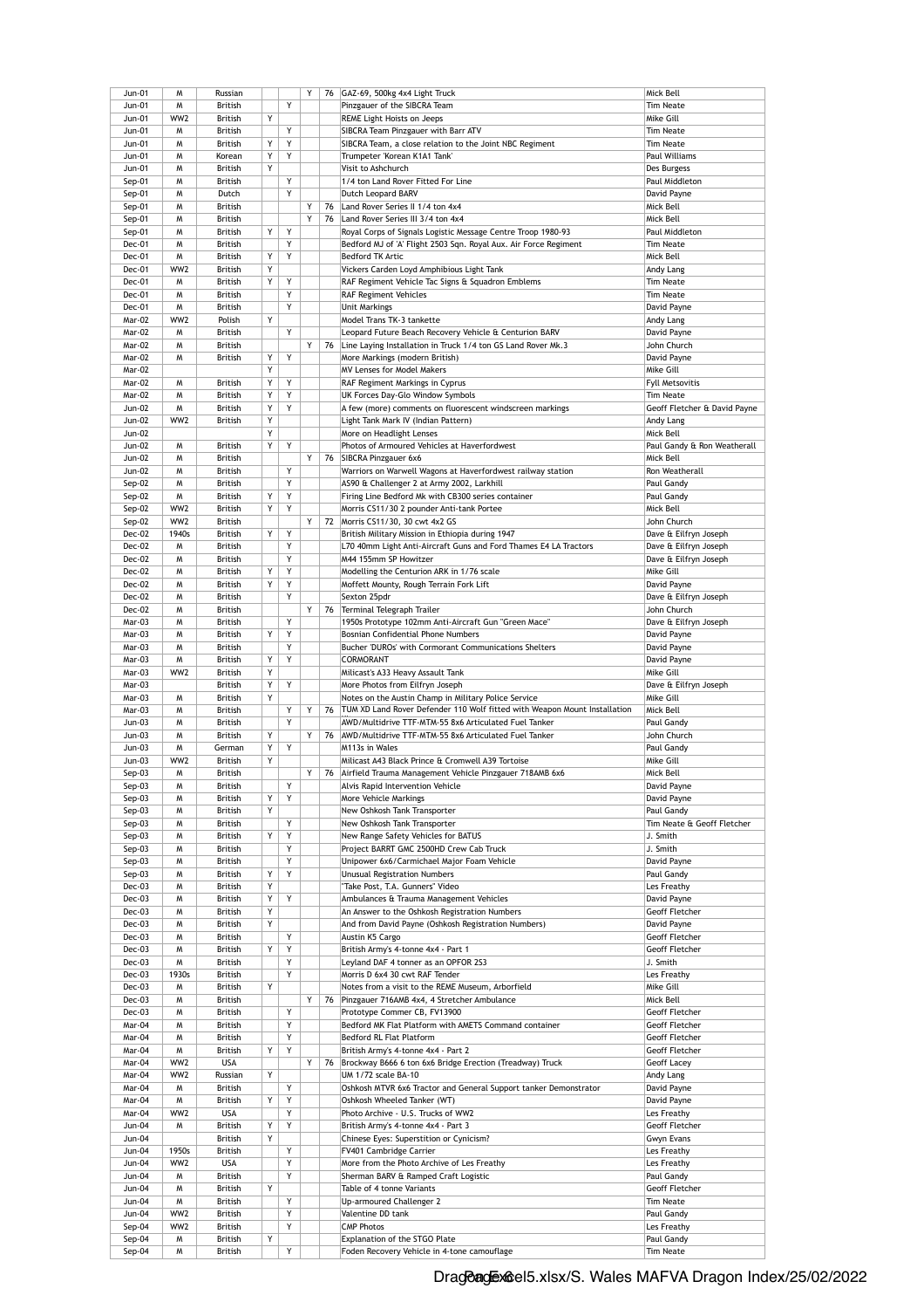| | | | | | | | | |
|---|---|---|---|---|---|---|---|---|
| Jun-01 | M | Russian | | | Y | 76 | GAZ-69, 500kg 4x4 Light Truck | Mick Bell |
| Jun-01 | M | British | | Y | | | Pinzgauer of the SIBCRA Team | Tim Neate |
| Jun-01 | WW2 | British | Y | | | | REME Light Hoists on Jeeps | Mike Gill |
| Jun-01 | M | British | | Y | | | SIBCRA Team Pinzgauer with Barr ATV | Tim Neate |
| Jun-01 | M | British | Y | Y | | | SIBCRA Team, a close relation to the Joint NBC Regiment | Tim Neate |
| Jun-01 | M | Korean | Y | Y | | | Trumpeter 'Korean K1A1 Tank' | Paul Williams |
| Jun-01 | M | British | Y | | | | Visit to Ashchurch | Des Burgess |
| Sep-01 | M | British | | Y | | | 1/4 ton Land Rover Fitted For Line | Paul Middleton |
| Sep-01 | M | Dutch | | Y | | | Dutch Leopard BARV | David Payne |
| Sep-01 | M | British | | | Y | 76 | Land Rover Series II 1/4 ton 4x4 | Mick Bell |
| Sep-01 | M | British | | | Y | 76 | Land Rover Series III 3/4 ton 4x4 | Mick Bell |
| Sep-01 | M | British | Y | Y | | | Royal Corps of Signals Logistic Message Centre Troop 1980-93 | Paul Middleton |
| Dec-01 | M | British | | Y | | | Bedford MJ of 'A' Flight 2503 Sqn. Royal Aux. Air Force Regiment | Tim Neate |
| Dec-01 | M | British | Y | Y | | | Bedford TK Artic | Mick Bell |
| Dec-01 | WW2 | British | Y | | | | Vickers Carden Loyd Amphibious Light Tank | Andy Lang |
| Dec-01 | M | British | Y | Y | | | RAF Regiment Vehicle Tac Signs & Squadron Emblems | Tim Neate |
| Dec-01 | M | British | | Y | | | RAF Regiment Vehicles | Tim Neate |
| Dec-01 | M | British | | Y | | | Unit Markings | David Payne |
| Mar-02 | WW2 | Polish | Y | | | | Model Trans TK-3 tankette | Andy Lang |
| Mar-02 | M | British | | Y | | | Leopard Future Beach Recovery Vehicle & Centurion BARV | David Payne |
| Mar-02 | M | British | | | Y | 76 | Line Laying Installation in Truck 1/4 ton GS Land Rover Mk.3 | John Church |
| Mar-02 | M | British | Y | Y | | | More Markings (modern British) | David Payne |
| Mar-02 | | | Y | | | | MV Lenses for Model Makers | Mike Gill |
| Mar-02 | M | British | Y | Y | | | RAF Regiment Markings in Cyprus | Fyll Metsovitis |
| Mar-02 | M | British | Y | Y | | | UK Forces Day-Glo Window Symbols | Tim Neate |
| Jun-02 | M | British | Y | Y | | | A few (more) comments on fluorescent windscreen markings | Geoff Fletcher & David Payne |
| Jun-02 | WW2 | British | Y | | | | Light Tank Mark IV (Indian Pattern) | Andy Lang |
| Jun-02 | | | Y | | | | More on Headlight Lenses | Mick Bell |
| Jun-02 | M | British | Y | Y | | | Photos of Armoured Vehicles at Haverfordwest | Paul Gandy & Ron Weatherall |
| Jun-02 | M | British | | | Y | 76 | SIBCRA Pinzgauer 6x6 | Mick Bell |
| Jun-02 | M | British | | Y | | | Warriors on Warwell Wagons at Haverfordwest railway station | Ron Weatherall |
| Sep-02 | M | British | | Y | | | AS90 & Challenger 2 at Army 2002, Larkhill | Paul Gandy |
| Sep-02 | M | British | Y | Y | | | Firing Line Bedford Mk with CB300 series container | Paul Gandy |
| Sep-02 | WW2 | British | Y | Y | | | Morris CS11/30 2 pounder Anti-tank Portee | Mick Bell |
| Sep-02 | WW2 | British | | | Y | 72 | Morris CS11/30, 30 cwt 4x2 GS | John Church |
| Dec-02 | 1940s | British | Y | Y | | | British Military Mission in Ethiopia during 1947 | Dave & Eilfryn Joseph |
| Dec-02 | M | British | | Y | | | L70 40mm Light Anti-Aircraft Guns and Ford Thames E4 LA Tractors | Dave & Eilfryn Joseph |
| Dec-02 | M | British | | Y | | | M44 155mm SP Howitzer | Dave & Eilfryn Joseph |
| Dec-02 | M | British | Y | Y | | | Modelling the Centurion ARK in 1/76 scale | Mike Gill |
| Dec-02 | M | British | Y | Y | | | Moffett Mounty, Rough Terrain Fork Lift | David Payne |
| Dec-02 | M | British | | Y | | | Sexton 25pdr | Dave & Eilfryn Joseph |
| Dec-02 | M | British | | | Y | 76 | Terminal Telegraph Trailer | John Church |
| Mar-03 | M | British | | Y | | | 1950s Prototype 102mm Anti-Aircraft Gun "Green Mace" | Dave & Eilfryn Joseph |
| Mar-03 | M | British | Y | Y | | | Bosnian Confidential Phone Numbers | David Payne |
| Mar-03 | M | British | | Y | | | Bucher 'DUROs' with Cormorant Communications Shelters | David Payne |
| Mar-03 | M | British | Y | Y | | | CORMORANT | David Payne |
| Mar-03 | WW2 | British | Y | | | | Milicast's A33 Heavy Assault Tank | Mike Gill |
| Mar-03 | | British | Y | Y | | | More Photos from Eilfryn Joseph | Dave & Eilfryn Joseph |
| Mar-03 | M | British | Y | | | | Notes on the Austin Champ in Military Police Service | Mike Gill |
| Mar-03 | M | British | | Y | Y | 76 | TUM XD Land Rover Defender 110 Wolf fitted with Weapon Mount Installation | Mick Bell |
| Jun-03 | M | British | | Y | | | AWD/Multidrive TTF-MTM-55 8x6 Articulated Fuel Tanker | Paul Gandy |
| Jun-03 | M | British | Y | | Y | 76 | AWD/Multidrive TTF-MTM-55 8x6 Articulated Fuel Tanker | John Church |
| Jun-03 | M | German | Y | Y | | | M113s in Wales | Paul Gandy |
| Jun-03 | WW2 | British | Y | | | | Milicast A43 Black Prince & Cromwell A39 Tortoise | Mike Gill |
| Sep-03 | M | British | | | Y | 76 | Airfield Trauma Management Vehicle Pinzgauer 718AMB 6x6 | Mick Bell |
| Sep-03 | M | British | | Y | | | Alvis Rapid Intervention Vehicle | David Payne |
| Sep-03 | M | British | Y | Y | | | More Vehicle Markings | David Payne |
| Sep-03 | M | British | Y | | | | New Oshkosh Tank Transporter | Paul Gandy |
| Sep-03 | M | British | | Y | | | New Oshkosh Tank Transporter | Tim Neate & Geoff Fletcher |
| Sep-03 | M | British | Y | Y | | | New Range Safety Vehicles for BATUS | J. Smith |
| Sep-03 | M | British | | Y | | | Project BARRT GMC 2500HD Crew Cab Truck | J. Smith |
| Sep-03 | M | British | | Y | | | Unipower 6x6/Carmichael Major Foam Vehicle | David Payne |
| Sep-03 | M | British | Y | Y | | | Unusual Registration Numbers | Paul Gandy |
| Dec-03 | M | British | Y | | | | "Take Post, T.A. Gunners" Video | Les Freathy |
| Dec-03 | M | British | Y | Y | | | Ambulances & Trauma Management Vehicles | David Payne |
| Dec-03 | M | British | Y | | | | An Answer to the Oshkosh Registration Numbers | Geoff Fletcher |
| Dec-03 | M | British | Y | | | | And from David Payne (Oshkosh Registration Numbers) | David Payne |
| Dec-03 | M | British | | Y | | | Austin K5 Cargo | Geoff Fletcher |
| Dec-03 | M | British | Y | Y | | | British Army's 4-tonne 4x4 - Part 1 | Geoff Fletcher |
| Dec-03 | M | British | | Y | | | Leyland DAF 4 tonner as an OPFOR 2S3 | J. Smith |
| Dec-03 | 1930s | British | | Y | | | Morris D 6x4 30 cwt RAF Tender | Les Freathy |
| Dec-03 | M | British | Y | | | | Notes from a visit to the REME Museum, Arborfield | Mike Gill |
| Dec-03 | M | British | | | Y | 76 | Pinzgauer 716AMB 4x4, 4 Stretcher Ambulance | Mick Bell |
| Dec-03 | M | British | | Y | | | Prototype Commer CB, FV13900 | Geoff Fletcher |
| Mar-04 | M | British | | Y | | | Bedford MK Flat Platform with AMETS Command container | Geoff Fletcher |
| Mar-04 | M | British | | Y | | | Bedford RL Flat Platform | Geoff Fletcher |
| Mar-04 | M | British | Y | Y | | | British Army's 4-tonne 4x4 - Part 2 | Geoff Fletcher |
| Mar-04 | WW2 | USA | | | Y | 76 | Brockway B666 6 ton 6x6 Bridge Erection (Treadway) Truck | Geoff Lacey |
| Mar-04 | WW2 | Russian | Y | | | | UM 1/72 scale BA-10 | Andy Lang |
| Mar-04 | M | British | | Y | | | Oshkosh MTVR 6x6 Tractor and General Support tanker Demonstrator | David Payne |
| Mar-04 | M | British | Y | Y | | | Oshkosh Wheeled Tanker (WT) | David Payne |
| Mar-04 | WW2 | USA | | Y | | | Photo Archive - U.S. Trucks of WW2 | Les Freathy |
| Jun-04 | M | British | Y | Y | | | British Army's 4-tonne 4x4 - Part 3 | Geoff Fletcher |
| Jun-04 | | British | Y | | | | Chinese Eyes: Superstition or Cynicism? | Gwyn Evans |
| Jun-04 | 1950s | British | | Y | | | FV401 Cambridge Carrier | Les Freathy |
| Jun-04 | WW2 | USA | | Y | | | More from the Photo Archive of Les Freathy | Les Freathy |
| Jun-04 | M | British | | Y | | | Sherman BARV & Ramped Craft Logistic | Paul Gandy |
| Jun-04 | M | British | Y | | | | Table of 4 tonne Variants | Geoff Fletcher |
| Jun-04 | M | British | | Y | | | Up-armoured Challenger 2 | Tim Neate |
| Jun-04 | WW2 | British | | Y | | | Valentine DD tank | Paul Gandy |
| Sep-04 | WW2 | British | | Y | | | CMP Photos | Les Freathy |
| Sep-04 | M | British | Y | | | | Explanation of the STGO Plate | Paul Gandy |
| Sep-04 | M | British | | Y | | | Foden Recovery Vehicle in 4-tone camouflage | Tim Neate |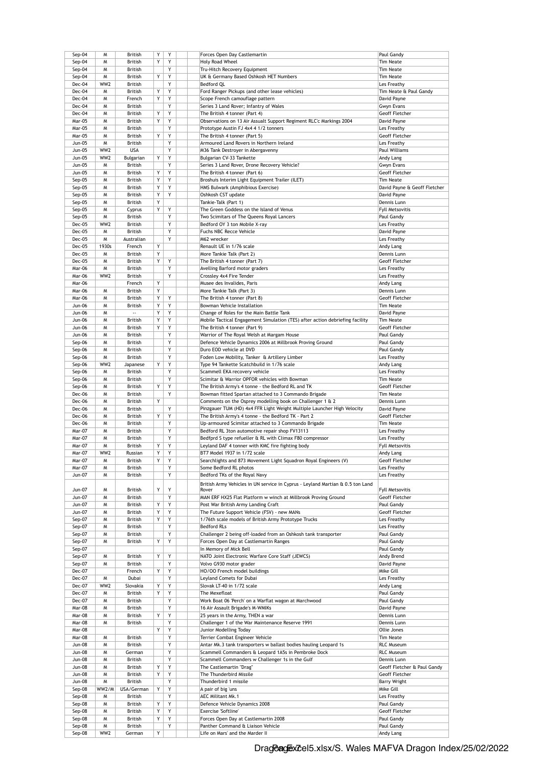| | | | | | | | |
|---|---|---|---|---|---|---|---|
| Sep-04 | M | British | Y | Y | | Forces Open Day Castlemartin | Paul Gandy |
| Sep-04 | M | British | Y | Y | | Holy Road Wheel | Tim Neate |
| Sep-04 | M | British | | Y | | Tru-Hitch Recovery Equipment | Tim Neate |
| Sep-04 | M | British | Y | Y | | UK & Germany Based Oshkosh HET Numbers | Tim Neate |
| Dec-04 | WW2 | British | | Y | | Bedford QL | Les Freathy |
| Dec-04 | M | British | Y | Y | | Ford Ranger Pickups (and other lease vehicles) | Tim Neate & Paul Gandy |
| Dec-04 | M | French | Y | Y | | Scope French camouflage pattern | David Payne |
| Dec-04 | M | British | | Y | | Series 3 Land Rover; Infantry of Wales | Gwyn Evans |
| Dec-04 | M | British | Y | Y | | The British 4 tonner (Part 4) | Geoff Fletcher |
| Mar-05 | M | British | Y | Y | | Observations on 13 Air Assualt Support Regiment RLC'c Markings 2004 | David Payne |
| Mar-05 | M | British | | Y | | Prototype Austin FJ 4x4 4 1/2 tonners | Les Freathy |
| Mar-05 | M | British | Y | Y | | The British 4 tonner (Part 5) | Geoff Fletcher |
| Jun-05 | M | British | | Y | | Armoured Land Rovers in Northern Ireland | Les Freathy |
| Jun-05 | WW2 | USA | | Y | | M36 Tank Destroyer in Abergavenny | Paul Williams |
| Jun-05 | WW2 | Bulgarian | Y | Y | | Bulgarian CV-33 Tankette | Andy Lang |
| Jun-05 | M | British | | Y | | Series 3 Land Rover, Drone Recovery Vehicle? | Gwyn Evans |
| Jun-05 | M | British | Y | Y | | The British 4 tonner (Part 6) | Geoff Fletcher |
| Sep-05 | M | British | Y | Y | | Broshuis Interim Light Equipment Trailer (ILET) | Tim Neate |
| Sep-05 | M | British | Y | Y | | HMS Bulwark (Amphibious Exercise) | David Payne & Geoff Fletcher |
| Sep-05 | M | British | Y | Y | | Oshkosh CST update | David Payne |
| Sep-05 | M | British | Y | | | Tankie-Talk (Part 1) | Dennis Lunn |
| Sep-05 | M | Cyprus | Y | Y | | The Green Goddess on the Island of Venus | Fyll Metsovitis |
| Sep-05 | M | British | | Y | | Two Scimitars of The Queens Royal Lancers | Paul Gandy |
| Dec-05 | WW2 | British | | Y | | Bedford OY 3 ton Mobile X-ray | Les Freathy |
| Dec-05 | M | British | | Y | | Fuchs NBC Recce Vehicle | David Payne |
| Dec-05 | M | Australian | | Y | | M62 wrecker | Les Freathy |
| Dec-05 | 1930s | French | Y | | | Renault UE in 1/76 scale | Andy Lang |
| Dec-05 | M | British | Y | | | More Tankie Talk (Part 2) | Dennis Lunn |
| Dec-05 | M | British | Y | Y | | The British 4 tonner (Part 7) | Geoff Fletcher |
| Mar-06 | M | British | | Y | | Avelling Barford motor graders | Les Freathy |
| Mar-06 | WW2 | British | | Y | | Crossley 4x4 Fire Tender | Les Freathy |
| Mar-06 | | French | Y | | | Musee des Invalides, Paris | Andy Lang |
| Mar-06 | M | British | Y | | | More Tankie Talk (Part 3) | Dennis Lunn |
| Mar-06 | M | British | Y | Y | | The British 4 tonner (Part 8) | Geoff Fletcher |
| Jun-06 | M | British | Y | Y | | Bowman Vehicle Installation | Tim Neate |
| Jun-06 | M | -- | Y | Y | | Change of Roles for the Main Battle Tank | David Payne |
| Jun-06 | M | British | Y | Y | | Mobile Tactical Engagement Simulation (TES) after action debriefing facility | Tim Neate |
| Jun-06 | M | British | Y | Y | | The British 4 tonner (Part 9) | Geoff Fletcher |
| Jun-06 | M | British | | Y | | Warrior of The Royal Welsh at Margam House | Paul Gandy |
| Sep-06 | M | British | | Y | | Defence Vehicle Dynamics 2006 at Millbrook Proving Ground | Paul Gandy |
| Sep-06 | M | British | | Y | | Duro EOD vehicle at DVD | Paul Gandy |
| Sep-06 | M | British | | Y | | Foden Low Mobility, Tanker & Artillery Limber | Les Freathy |
| Sep-06 | WW2 | Japanese | Y | Y | | Type 94 Tankette Scatchbuild in 1/76 scale | Andy Lang |
| Sep-06 | M | British | | Y | | Scammell EKA recovery vehicle | Les Freathy |
| Sep-06 | M | British | | Y | | Scimitar & Warrior OPFOR vehicles with Bowman | Tim Neate |
| Sep-06 | M | British | Y | Y | | The British Army's 4 tonne - the Bedford RL and TK | Geoff Fletcher |
| Dec-06 | M | British | | Y | | Bowman fitted Spartan attached to 3 Commando Brigade | Tim Neate |
| Dec-06 | M | British | Y | | | Comments on the Osprey modelling book on Challenger 1 & 2 | Dennis Lunn |
| Dec-06 | M | British | | Y | | Pinzgauer TUM (HD) 4x4 FFR Light Weight Multiple Launcher High Velocity | David Payne |
| Dec-06 | M | British | Y | Y | | The British Army's 4 tonne - the Bedford TK - Part 2 | Geoff Fletcher |
| Dec-06 | M | British | | Y | | Up-armoured Scimitar attached to 3 Commando Brigade | Tim Neate |
| Mar-07 | M | British | | Y | | Bedford RL 3ton automotive repair shop FV13113 | Les Freathy |
| Mar-07 | M | British | | Y | | Bedfprd S type refueller & RL with Climax F80 compressor | Les Freathy |
| Mar-07 | M | British | Y | Y | | Leyland DAF 4 tonner with KMC fire fighting body | Fyll Metsovitis |
| Mar-07 | WW2 | Russian | Y | Y | | BT7 Model 1937 in 1/72 scale | Andy Lang |
| Mar-07 | M | British | Y | Y | | Searchlights and 873 Movement Light Squadron Royal Engineers (V) | Geoff Fletcher |
| Mar-07 | M | British | | Y | | Some Bedford RL photos | Les Freathy |
| Jun-07 | M | British | | Y | | Bedford TKs of the Royal Navy | Les Freathy |
| Jun-07 | M | British | Y | Y | | British Army Vehicles in UN service in Cyprus - Leyland Martian & 0.5 ton Land Rover | Fyll Metsovitis |
| Jun-07 | M | British | | Y | | MAN ERF HX25 Flat Platform w winch at Millbrook Proving Ground | Geoff Fletcher |
| Jun-07 | M | British | Y | Y | | Post War British Army Landing Craft | Paul Gandy |
| Jun-07 | M | British | Y | Y | | The Future Support Vehicle (FSV) - new MANs | Geoff Fletcher |
| Sep-07 | M | British | Y | Y | | 1/76th scale models of British Army Prototype Trucks | Les Freathy |
| Sep-07 | M | British | | Y | | Bedford RLs | Les Freathy |
| Sep-07 | M | British | | Y | | Challenger 2 being off-loaded from an Oshkosh tank transporter | Paul Gandy |
| Sep-07 | M | British | Y | Y | | Forces Open Day at Castlemartin Ranges | Paul Gandy |
| Sep-07 | | | | | | In Memory of Mick Bell | Paul Gandy |
| Sep-07 | M | British | Y | Y | | NATO Joint Electronic Warfare Core Staff (JEWCS) | Andy Brend |
| Sep-07 | M | British | | Y | | Volvo G930 motor grader | David Payne |
| Dec-07 | | French | Y | Y | | HO/OO French model buildings | Mike Gill |
| Dec-07 | M | Dubai | | Y | | Leyland Comets for Dubai | Les Freathy |
| Dec-07 | WW2 | Slovakia | Y | Y | | Slovak LT-40 in 1/72 scale | Andy Lang |
| Dec-07 | M | British | Y | Y | | The Mexefloat | Paul Gandy |
| Dec-07 | M | British | | Y | | Work Boat 06 'Perch' on a Warflat wagon at Marchwood | Paul Gandy |
| Mar-08 | M | British | | Y | | 16 Air Assault Brigade's M-WMIKs | David Payne |
| Mar-08 | M | British | Y | Y | | 25 years in the Army, THEN a war | Dennis Lunn |
| Mar-08 | M | British | | Y | | Challenger 1 of the War Maintenance Reserve 1991 | Dennis Lunn |
| Mar-08 | | | Y | Y | | Junior Modelling Today | Ollie Jones |
| Mar-08 | M | British | | Y | | Terrier Combat Engineer Vehicle | Tim Neate |
| Jun-08 | M | British | | Y | | Antar Mk.3 tank transporters w ballast bodies hauling Leopard 1s | RLC Museum |
| Jun-08 | M | German | | Y | | Scammell Commanders & Leopard 1A5s in Pembroke Dock | RLC Museum |
| Jun-08 | M | British | | Y | | Scammell Commanders w Challenger 1s in the Gulf | Dennis Lunn |
| Jun-08 | M | British | Y | Y | | The Castlemartin "Drag" | Geoff Fletcher & Paul Gandy |
| Jun-08 | M | British | Y | Y | | The Thunderbird Missile | Geoff Fletcher |
| Jun-08 | M | British | | Y | | Thunderbird 1 missile | Barry Wright |
| Sep-08 | WW2/M | USA/German | Y | Y | | A pair of big 'uns | Mike Gill |
| Sep-08 | M | British | | Y | | AEC Militant Mk.1 | Les Freathy |
| Sep-08 | M | British | Y | Y | | Defence Vehicle Dynamics 2008 | Paul Gandy |
| Sep-08 | M | British | Y | Y | | Exercise 'Softline' | Geoff Fletcher |
| Sep-08 | M | British | Y | Y | | Forces Open Day at Castlemartin 2008 | Paul Gandy |
| Sep-08 | M | British | | Y | | Panther Command & Liaison Vehicle | Paul Gandy |
| Sep-08 | WW2 | German | Y | | | Life on Mars' and the Marder II | Andy Lang |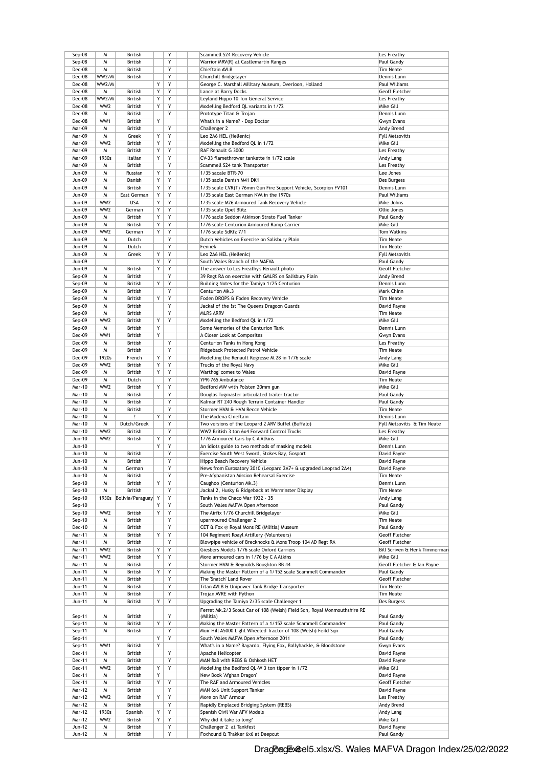| | | | | | | | | |
|---|---|---|---|---|---|---|---|---|
| Sep-08 | M | British | | Y | | | Scammell S24 Recovery Vehicle | Les Freathy |
| Sep-08 | M | British | | Y | | | Warrior MRV(R) at Castlemartin Ranges | Paul Gandy |
| Dec-08 | M | British | | Y | | | Chieftain AVLB | Tim Neate |
| Dec-08 | WW2/M | British | | Y | | | Churchill Bridgelayer | Dennis Lunn |
| Dec-08 | WW2/M | | Y | Y | | | George C. Marshall Military Museum, Overloon, Holland | Paul Williams |
| Dec-08 | M | British | Y | Y | | | Lance at Barry Docks | Geoff Fletcher |
| Dec-08 | WW2/M | British | Y | Y | | | Leyland Hippo 10 Ton General Service | Les Freathy |
| Dec-08 | WW2 | British | Y | Y | | | Modelling Bedford QL variants in 1/72 | Mike Gill |
| Dec-08 | M | British | | Y | | | Prototype Titan & Trojan | Dennis Lunn |
| Dec-08 | WW1 | British | Y | | | | What's in a Name? - Dop Doctor | Gwyn Evans |
| Mar-09 | M | British | | Y | | | Challenger 2 | Andy Brend |
| Mar-09 | M | Greek | Y | Y | | | Leo 2A6 HEL (Hellenic) | Fyll Metsovitis |
| Mar-09 | WW2 | British | Y | Y | | | Modelling the Bedford QL in 1/72 | Mike Gill |
| Mar-09 | M | British | Y | Y | | | RAF Renault G 3000 | Les Freathy |
| Mar-09 | 1930s | Italian | Y | Y | | | CV-33 flamethrower tankette in 1/72 scale | Andy Lang |
| Mar-09 | M | British | | Y | | | Scammell S24 tank Transporter | Les Freathy |
| Jun-09 | M | Russian | Y | Y | | | 1/35 sacale BTR-70 | Lee Jones |
| Jun-09 | M | Danish | Y | Y | | | 1/35 sacle Danish M41 DK1 | Des Burgess |
| Jun-09 | M | British | Y | Y | | | 1/35 scale CVR(T) 76mm Gun Fire Support Vehicle, Scorpion FV101 | Dennis Lunn |
| Jun-09 | M | East German | Y | Y | | | 1/35 scale East German NVA in the 1970s | Paul Williams |
| Jun-09 | WW2 | USA | Y | Y | | | 1/35 scale M26 Armoured Tank Recovery Vehicle | Mike Johns |
| Jun-09 | WW2 | German | Y | Y | | | 1/35 scale Opel Blitz | Ollie Jones |
| Jun-09 | M | British | Y | Y | | | 1/76 sacle Seddon Atkinson Strato Fuel Tanker | Paul Gandy |
| Jun-09 | M | British | Y | Y | | | 1/76 scale Centurion Armoured Ramp Carrier | Mike Gill |
| Jun-09 | WW2 | German | Y | Y | | | 1/76 scale SdKfz 7/1 | Tom Watkins |
| Jun-09 | M | Dutch | | Y | | | Dutch Vehicles on Exercise on Salisbury Plain | Tim Neate |
| Jun-09 | M | Dutch | | Y | | | Fennek | Tim Neate |
| Jun-09 | M | Greek | Y | Y | | | Leo 2A6 HEL (Hellenic) | Fyll Metsovitis |
| Jun-09 | | | Y | Y | | | South Wales Branch of the MAFVA | Paul Gandy |
| Jun-09 | M | British | Y | Y | | | The answer to Les Freathy's Renault photo | Geoff Fletcher |
| Sep-09 | M | British | | Y | | | 39 Regt RA on exercise with GMLRS on Salisbury Plain | Andy Brend |
| Sep-09 | M | British | Y | Y | | | Building Notes for the Tamiya 1/25 Centurion | Dennis Lunn |
| Sep-09 | M | British | | Y | | | Centurion Mk.3 | Mark Chinn |
| Sep-09 | M | British | Y | Y | | | Foden DROPS & Foden Recovery Vehicle | Tim Neate |
| Sep-09 | M | British | | Y | | | Jackal of the !st The Queens Dragoon Guards | David Payne |
| Sep-09 | M | British | | Y | | | MLRS ARRV | Tim Neate |
| Sep-09 | WW2 | British | Y | Y | | | Modelling the Bedford QL in 1/72 | Mike Gill |
| Sep-09 | M | British | Y | | | | Some Memories of the Centurion Tank | Dennis Lunn |
| Dec-09 | WW1 | British | Y | | | | A Closer Look at Composites | Gwyn Evans |
| Dec-09 | M | British | | Y | | | Centurion Tanks in Hong Kong | Les Freathy |
| Dec-09 | M | British | | Y | | | Ridgeback Protected Patrol Vehicle | Tim Neate |
| Dec-09 | 1920s | French | Y | Y | | | Modelling the Renault Kegresse M.28 in 1/76 scale | Andy Lang |
| Dec-09 | WW2 | British | Y | Y | | | Trucks of the Royal Navy | Mike Gill |
| Dec-09 | M | British | Y | Y | | | Warthog' comes to Wales | David Payne |
| Dec-09 | M | Dutch | | Y | | | YPR-765 Ambulance | Tim Neate |
| Mar-10 | WW2 | British | Y | Y | | | Bedford MW with Polsten 20mm gun | Mike Gill |
| Mar-10 | M | British | | Y | | | Douglas Tugmaster articulated trailer tractor | Paul Gandy |
| Mar-10 | M | British | | Y | | | Kalmar RT 240 Rough Terrain Container Handler | Paul Gandy |
| Mar-10 | M | British | | Y | | | Stormer HVM & HVM Recce Vehicle | Tim Neate |
| Mar-10 | M | ? | Y | Y | | | The Modena Chieftain | Dennis Lunn |
| Mar-10 | M | Dutch/Greek | | Y | | | Two versions of the Leopard 2 ARV Buffel (Buffalo) | Fyll Metsovitis & Tim Neate |
| Mar-10 | WW2 | British | | Y | | | WW2 British 3 ton 6x4 Forward Control Trucks | Les Freathy |
| Jun-10 | WW2 | British | Y | Y | | | 1/76 Armoured Cars by C A Atkins | Mike Gill |
| Jun-10 | | | Y | Y | | | An idiots guide to two methods of masking models | Dennis Lunn |
| Jun-10 | M | British | | Y | | | Exercise South West Sword, Stokes Bay, Gosport | David Payne |
| Jun-10 | M | British | | Y | | | Hippo Beach Recovery Vehicle | David Payne |
| Jun-10 | M | German | | Y | | | News from Eurosatory 2010 (Leopard 2A7+ & upgraded Leoprad 2A4) | David Payne |
| Jun-10 | M | British | | Y | | | Pre-Afghanistan Mission Rehearsal Exercise | Tim Neate |
| Sep-10 | M | British | Y | Y | | | Caughoo (Centurion Mk.3) | Dennis Lunn |
| Sep-10 | M | British | | Y | | | Jackal 2, Husky & Ridgeback at Warminster Display | Tim Neate |
| Sep-10 | 1930s | Bolivia/Paraguay | Y | Y | | | Tanks in the Chaco War 1932 - 35 | Andy Lang |
| Sep-10 | | | Y | Y | | | South Wales MAFVA Open Afternoon | Paul Gandy |
| Sep-10 | WW2 | British | Y | Y | | | The Airfix 1/76 Churchill Bridgelayer | Mike Gill |
| Sep-10 | M | British | | Y | | | uparmoured Challenger 2 | Tim Neate |
| Dec-10 | M | British | | Y | | | CET & Fox @ Royal Mons RE (Militia) Museum | Paul Gandy |
| Mar-11 | M | British | Y | Y | | | 104 Regiment Roayl Artillery (Volunteers) | Geoff Fletcher |
| Mar-11 | M | British | | Y | | | Blowpipe vehicle of Brecknocks & Mons Troop 104 AD Regt RA | Geoff Fletcher |
| Mar-11 | WW2 | British | Y | Y | | | Giesbers Models 1/76 scale Oxford Carriers | Bill Scriven & Henk Timmerman |
| Mar-11 | WW2 | British | Y | Y | | | More armoured cars in 1/76 by C A Atkins | Mike Gill |
| Mar-11 | M | British | | Y | | | Stormer HVM & Reynolds Boughton RB 44 | Geoff Fletcher & Ian Payne |
| Jun-11 | M | British | Y | Y | | | Making the Master Pattern of a 1/152 scale Scammell Commander | Paul Gandy |
| Jun-11 | M | British | | Y | | | The 'Snatch' Land Rover | Geoff Fletcher |
| Jun-11 | M | British | | Y | | | Titan AVLB & Unipower Tank Bridge Transporter | Tim Neate |
| Jun-11 | M | British | | Y | | | Trojan AVRE with Python | Tim Neate |
| Jun-11 | M | British | Y | Y | | | Upgrading the Tamiya 2/35 scale Challenger 1 | Des Burgess |
| Sep-11 | M | British | | Y | | | Ferret Mk.2/3 Scout Car of 108 (Welsh) Field Sqn, Royal Monmouthshire RE (Militia) | Paul Gandy |
| Sep-11 | M | British | Y | Y | | | Making the Master Pattern of a 1/152 scale Scammell Commander | Paul Gandy |
| Sep-11 | M | British | | Y | | | Muir Hill A5000 Light Wheeled Tractor of 108 (Welsh) Feild Sqn | Paul Gandy |
| Sep-11 | | | Y | Y | | | South Wales MAFVA Open Afternoon 2011 | Paul Gandy |
| Sep-11 | WW1 | British | Y | | | | What's in a Name? Bayardo, Flying Fox, Ballyhackle, & Bloodstone | Gwyn Evans |
| Dec-11 | M | British | | Y | | | Apache Helicopter | David Payne |
| Dec-11 | M | British | | Y | | | MAN 8x8 with REBS & Oshkosh HET | David Payne |
| Dec-11 | WW2 | British | Y | Y | | | Modelling the Bedford QL-W 3 ton tipper in 1/72 | Mike Gill |
| Dec-11 | M | British | Y | | | | New Book 'Afghan Dragon' | David Payne |
| Dec-11 | M | British | Y | Y | | | The RAF and Armoured Vehicles | Geoff Fletcher |
| Mar-12 | M | British | | Y | | | MAN 6x6 Unit Support Tanker | David Payne |
| Mar-12 | WW2 | British | Y | Y | | | More on RAF Armour | Les Freathy |
| Mar-12 | M | British | | Y | | | Rapidly Emplaced Bridging System (REBS) | Andy Brend |
| Mar-12 | 1930s | Spanish | Y | Y | | | Spanish Civil War AFV Models | Andy Lang |
| Mar-12 | WW2 | British | Y | Y | | | Why did it take so long? | Mike Gill |
| Jun-12 | M | British | | Y | | | Challenger 2 at Tankfest | David Payne |
| Jun-12 | M | British | | Y | | | Foxhound & Trakker 6x6 at Deepcut | Paul Gandy |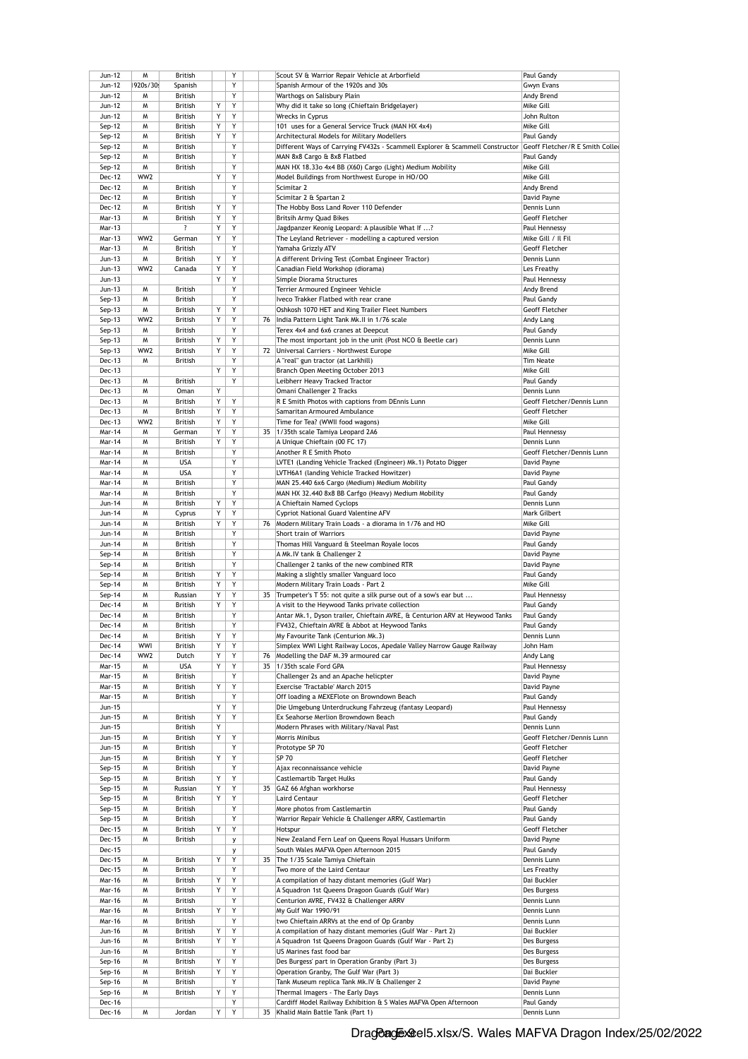| Jun-12 | M | British | | Y | | Scout SV & Warrior Repair Vehicle at Arborfield | Paul Gandy |
|---|---|---|---|---|---|---|---|
| Jun-12 | 1920s/30s | Spanish | | Y | | Spanish Armour of the 1920s and 30s | Gwyn Evans |
| Jun-12 | M | British | | Y | | Warthogs on Salisbury Plain | Andy Brend |
| Jun-12 | M | British | Y | Y | | Why did it take so long (Chieftain Bridgelayer) | Mike Gill |
| Jun-12 | M | British | Y | Y | | Wrecks in Cyprus | John Rulton |
| Sep-12 | M | British | Y | Y | | 101 uses for a General Service Truck (MAN HX 4x4) | Mike Gill |
| Sep-12 | M | British | Y | Y | | Architectural Models for Military Modellers | Paul Gandy |
| Sep-12 | M | British | | Y | | Different Ways of Carrying FV432s - Scammell Explorer & Scammell Constructor | Geoff Fletcher/R E Smith Collec |
| Sep-12 | M | British | | Y | | MAN 8x8 Cargo & 8x8 Flatbed | Paul Gandy |
| Sep-12 | M | British | | Y | | MAN HX 18.33o 4x4 BB (X60) Cargo (Light) Medium Mobility | Mike Gill |
| Dec-12 | WW2 | | Y | Y | | Model Buildings from Northwest Europe in HO/OO | Mike Gill |
| Dec-12 | M | British | | Y | | Scimitar 2 | Andy Brend |
| Dec-12 | M | British | | Y | | Scimitar 2 & Spartan 2 | David Payne |
| Dec-12 | M | British | Y | Y | | The Hobby Boss Land Rover 110 Defender | Dennis Lunn |
| Mar-13 | M | British | Y | Y | | Britsih Army Quad Bikes | Geoff Fletcher |
| Mar-13 | | ? | Y | Y | | Jagdpanzer Keonig Leopard: A plausible What If ...? | Paul Hennessy |
| Mar-13 | WW2 | German | Y | Y | | The Leyland Retriever - modelling a captured version | Mike Gill / Il Fil |
| Mar-13 | M | British | | Y | | Yamaha Grizzly ATV | Geoff Fletcher |
| Jun-13 | M | British | Y | Y | | A different Driving Test (Combat Engineer Tractor) | Dennis Lunn |
| Jun-13 | WW2 | Canada | Y | Y | | Canadian Field Workshop (diorama) | Les Freathy |
| Jun-13 | | | Y | Y | | Simple Diorama Structures | Paul Hennessy |
| Jun-13 | M | British | | Y | | Terrier Armoured Engineer Vehicle | Andy Brend |
| Sep-13 | M | British | | Y | | Iveco Trakker Flatbed with rear crane | Paul Gandy |
| Sep-13 | M | British | Y | Y | | Oshkosh 1070 HET and King Trailer Fleet Numbers | Geoff Fletcher |
| Sep-13 | WW2 | British | Y | Y | 76 | India Pattern Light Tank Mk.II in 1/76 scale | Andy Lang |
| Sep-13 | M | British | | Y | | Terex 4x4 and 6x6 cranes at Deepcut | Paul Gandy |
| Sep-13 | M | British | Y | Y | | The most important job in the unit (Post NCO & Beetle car) | Dennis Lunn |
| Sep-13 | WW2 | British | Y | Y | 72 | Universal Carriers - Northwest Europe | Mike Gill |
| Dec-13 | M | British | | Y | | A "real" gun tractor (at Larkhill) | Tim Neate |
| Dec-13 | | | Y | Y | | Branch Open Meeting October 2013 | Mike Gill |
| Dec-13 | M | British | | Y | | Leibherr Heavy Tracked Tractor | Paul Gandy |
| Dec-13 | M | Oman | Y | | | Omani Challenger 2 Tracks | Dennis Lunn |
| Dec-13 | M | British | Y | Y | | R E Smith Photos with captions from DEnnis Lunn | Geoff Fletcher/Dennis Lunn |
| Dec-13 | M | British | Y | Y | | Samaritan Armoured Ambulance | Geoff Fletcher |
| Dec-13 | WW2 | British | Y | Y | | Time for Tea? (WWII food wagons) | Mike Gill |
| Mar-14 | M | German | Y | Y | 35 | 1/35th scale Tamiya Leopard 2A6 | Paul Hennessy |
| Mar-14 | M | British | Y | Y | | A Unique Chieftain (00 FC 17) | Dennis Lunn |
| Mar-14 | M | British | | Y | | Another R E Smith Photo | Geoff Fletcher/Dennis Lunn |
| Mar-14 | M | USA | | Y | | LVTE1 (Landing Vehicle Tracked (Engineer) Mk.1) Potato Digger | David Payne |
| Mar-14 | M | USA | | Y | | LVTH6A1 (landing Vehicle Tracked Howitzer) | David Payne |
| Mar-14 | M | British | | Y | | MAN 25.440 6x6 Cargo (Medium) Medium Mobility | Paul Gandy |
| Mar-14 | M | British | | Y | | MAN HX 32.440 8x8 BB Carfgo (Heavy) Medium Mobility | Paul Gandy |
| Jun-14 | M | British | Y | Y | | A Chieftain Named Cyclops | Dennis Lunn |
| Jun-14 | M | Cyprus | Y | Y | | Cypriot National Guard Valentine AFV | Mark Gilbert |
| Jun-14 | M | British | Y | Y | 76 | Modern Military Train Loads - a diorama in 1/76 and HO | Mike Gill |
| Jun-14 | M | British | | Y | | Short train of Warriors | David Payne |
| Jun-14 | M | British | | Y | | Thomas Hill Vanguard & Steelman Royale locos | Paul Gandy |
| Sep-14 | M | British | | Y | | A Mk.IV tank & Challenger 2 | David Payne |
| Sep-14 | M | British | | Y | | Challenger 2 tanks of the new combined RTR | David Payne |
| Sep-14 | M | British | Y | Y | | Making a slightly smaller Vanguard loco | Paul Gandy |
| Sep-14 | M | British | Y | Y | | Modern Military Train Loads - Part 2 | Mike Gill |
| Sep-14 | M | Russian | Y | Y | 35 | Trumpeter's T 55: not quite a silk purse out of a sow's ear but ... | Paul Hennessy |
| Dec-14 | M | British | Y | Y | | A visit to the Heywood Tanks private collection | Paul Gandy |
| Dec-14 | M | British | | Y | | Antar Mk.1, Dyson trailer, Chieftain AVRE, & Centurion ARV at Heywood Tanks | Paul Gandy |
| Dec-14 | M | British | | Y | | FV432, Chieftain AVRE & Abbot at Heywood Tanks | Paul Gandy |
| Dec-14 | M | British | Y | Y | | My Favourite Tank (Centurion Mk.3) | Dennis Lunn |
| Dec-14 | WWI | British | Y | Y | | Simplex WWI Light Railway Locos, Apedale Valley Narrow Gauge Railway | John Ham |
| Dec-14 | WW2 | Dutch | Y | Y | 76 | Modelling the DAF M.39 armoured car | Andy Lang |
| Mar-15 | M | USA | Y | Y | 35 | 1/35th scale Ford GPA | Paul Hennessy |
| Mar-15 | M | British | | Y | | Challenger 2s and an Apache helicpter | David Payne |
| Mar-15 | M | British | Y | Y | | Exercise 'Tractable' March 2015 | David Payne |
| Mar-15 | M | British | | Y | | Off loading a MEXEFlote on Browndown Beach | Paul Gandy |
| Jun-15 | | | Y | Y | | Die Umgebung Unterdruckung Fahrzeug (fantasy Leopard) | Paul Hennessy |
| Jun-15 | M | British | Y | Y | | Ex Seahorse Merlion Browndown Beach | Paul Gandy |
| Jun-15 | | British | Y | | | Modern Phrases with Military/Naval Past | Dennis Lunn |
| Jun-15 | M | British | Y | Y | | Morris Minibus | Geoff Fletcher/Dennis Lunn |
| Jun-15 | M | British | | Y | | Prototype SP 70 | Geoff Fletcher |
| Jun-15 | M | British | Y | Y | | SP 70 | Geoff Fletcher |
| Sep-15 | M | British | | Y | | Ajax reconnaissance vehicle | David Payne |
| Sep-15 | M | British | Y | Y | | Castlemartib Target Hulks | Paul Gandy |
| Sep-15 | M | Russian | Y | Y | 35 | GAZ 66 Afghan workhorse | Paul Hennessy |
| Sep-15 | M | British | Y | Y | | Laird Centaur | Geoff Fletcher |
| Sep-15 | M | British | | Y | | More photos from Castlemartin | Paul Gandy |
| Sep-15 | M | British | | Y | | Warrior Repair Vehicle & Challenger ARRV, Castlemartin | Paul Gandy |
| Dec-15 | M | British | Y | Y | | Hotspur | Geoff Fletcher |
| Dec-15 | M | British | | y | | New Zealand Fern Leaf on Queens Royal Hussars Uniform | David Payne |
| Dec-15 | | | | y | | South Wales MAFVA Open Afternoon 2015 | Paul Gandy |
| Dec-15 | M | British | Y | Y | 35 | The 1/35 Scale Tamiya Chieftain | Dennis Lunn |
| Dec-15 | M | British | | Y | | Two more of the Laird Centaur | Les Freathy |
| Mar-16 | M | British | Y | Y | | A compilation of hazy distant memories (Gulf War) | Dai Buckler |
| Mar-16 | M | British | Y | Y | | A Squadron 1st Queens Dragoon Guards (Gulf War) | Des Burgess |
| Mar-16 | M | British | | Y | | Centurion AVRE, FV432 & Challenger ARRV | Dennis Lunn |
| Mar-16 | M | British | Y | Y | | My Gulf War 1990/91 | Dennis Lunn |
| Mar-16 | M | British | | Y | | two Chieftain ARRVs at the end of Op Granby | Dennis Lunn |
| Jun-16 | M | British | Y | Y | | A compilation of hazy distant memories (Gulf War - Part 2) | Dai Buckler |
| Jun-16 | M | British | Y | Y | | A Squadron 1st Queens Dragoon Guards (Gulf War - Part 2) | Des Burgess |
| Jun-16 | M | British | | Y | | US Marines fast food bar | Des Burgess |
| Sep-16 | M | British | Y | Y | | Des Burgess' part in Operation Granby (Part 3) | Des Burgess |
| Sep-16 | M | British | Y | Y | | Operation Granby, The Gulf War (Part 3) | Dai Buckler |
| Sep-16 | M | British | | Y | | Tank Museum replica Tank Mk.IV & Challenger 2 | David Payne |
| Sep-16 | M | British | Y | Y | | Thermal Imagers - The Early Days | Dennis Lunn |
| Dec-16 | | | | Y | | Cardiff Model Railway Exhibition & S Wales MAFVA Open Afternoon | Paul Gandy |
| Dec-16 | M | Jordan | Y | Y | 35 | Khalid Main Battle Tank (Part 1) | Dennis Lunn |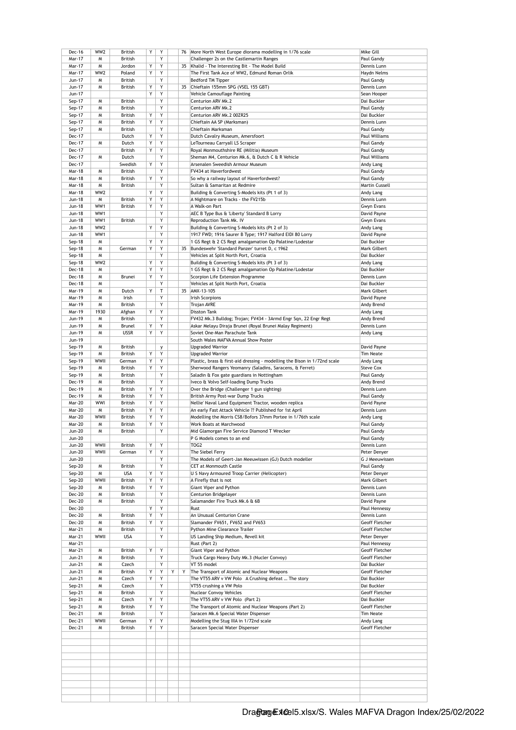| Date | Era | Nation | | | | | Title | Author |
|---|---|---|---|---|---|---|---|---|
| Dec-16 | WW2 | British | Y | Y | | 76 | More North West Europe diorama modelling in 1/76 scale | Mike Gill |
| Mar-17 | M | British | | Y | | | Challenger 2s on the Castlemartin Ranges | Paul Gandy |
| Mar-17 | M | Jordon | Y | Y | | 35 | Khalid - The Interesting Bit - The Model Build | Dennis Lunn |
| Mar-17 | WW2 | Poland | Y | Y | | | The First Tank Ace of WW2, Edmund Roman Orlik | Haydn Nelms |
| Jun-17 | M | British | | Y | | | Bedford TM Tipper | Paul Gandy |
| Jun-17 | M | British | Y | Y | | 35 | Chieftain 155mm SPG (VSEL 155 GBT) | Dennis Lunn |
| Jun-17 | | | Y | Y | | | Vehicle Camouflage Painting | Sean Hooper |
| Sep-17 | M | British | | Y | | | Centurion ARV Mk.2 | Dai Buckler |
| Sep-17 | M | British | | Y | | | Centurion ARV Mk.2 | Paul Gandy |
| Sep-17 | M | British | Y | Y | | | Centurion ARV Mk.2 00ZR25 | Dai Buckler |
| Sep-17 | M | British | Y | Y | | | Chieftain AA SP (Marksman) | Dennis Lunn |
| Sep-17 | M | British | | Y | | | Chieftain Marksman | Paul Gandy |
| Dec-17 | | Dutch | Y | Y | | | Dutch Cavalry Museum, Amersfoort | Paul Williams |
| Dec-17 | M | Dutch | Y | Y | | | LeTourneau Carryall LS Scraper | Paul Gandy |
| Dec-17 | | British | Y | Y | | | Royal Monmouthshire RE (Militia) Museum | Paul Gandy |
| Dec-17 | M | Dutch | | Y | | | Sheman M4, Centurion Mk.6, & Dutch C & R Vehicle | Paul Williams |
| Dec-17 | | Swedish | Y | Y | | | Arsenalen Sweedish Armour Museum | Andy Lang |
| Mar-18 | M | British | | Y | | | FV434 at Haverfordwest | Paul Gandy |
| Mar-18 | M | British | Y | Y | | | So why a railway layout of Haverfordwest? | Paul Gandy |
| Mar-18 | M | British | | Y | | | Sultan & Samaritan at Redmire | Martin Cussell |
| Mar-18 | WW2 | | Y | Y | | | Building & Converting S-Models kits (Pt 1 of 3) | Andy Lang |
| Jun-18 | M | British | Y | Y | | | A Nightmare on Tracks - the FV215b | Dennis Lunn |
| Jun-18 | WW1 | British | Y | Y | | | A Walk-on Part | Gwyn Evans |
| Jun-18 | WW1 | | | Y | | | AEC B Type Bus & 'Liberty' Standard B Lorry | David Payne |
| Jun-18 | WW1 | British | | Y | | | Reproduction Tank Mk. IV | Gwyn Evans |
| Jun-18 | WW2 | | Y | Y | | | Building & Converting S-Models kits (Pt 2 of 3) | Andy Lang |
| Jun-18 | WW1 | | | Y | | | 1917 FWD; 1916 Saurer B Type; 1917 Halford EIDI 80 Lorry | David Payne |
| Sep-18 | M | | Y | Y | | | 1 GS Regt & 2 CS Regt amalgamation Op Palatine/Lodestar | Dai Buckler |
| Sep-18 | M | German | Y | Y | | 35 | Bundeswehr 'Standard Panzer' turret D, c 1962 | Mark Gilbert |
| Sep-18 | M | | | Y | | | Vehicles at Split North Port, Croatia | Dai Buckler |
| Sep-18 | WW2 | | Y | Y | | | Building & Converting S-Models kits (Pt 3 of 3) | Andy Lang |
| Dec-18 | M | | Y | Y | | | 1 GS Regt & 2 CS Regt amalgamation Op Palatine/Lodestar | Dai Buckler |
| Dec-18 | M | Brunei | Y | Y | | | Scorpion Life Extension Programme | Dennis Lunn |
| Dec-18 | M | | | Y | | | Vehicles at Split North Port, Croatia | Dai Buckler |
| Mar-19 | M | Dutch | Y | T | | 35 | AMX-13-105 | Mark Gilbert |
| Mar-19 | M | Irish | | Y | | | Irish Scorpions | David Payne |
| Mar-19 | M | British | | Y | | | Trojan AVRE | Andy Brend |
| Mar-19 | 1930 | Afghan | Y | Y | | | Disston Tank | Andy Lang |
| Jun-19 | M | British | | Y | | | FV432 Mk.3 Bulldog; Trojan; FV434 - 3Armd Engr Sqn, 22 Engr Regt | Andy Brend |
| Jun-19 | M | Brunel | Y | Y | | | Askar Melayu Diraja Brunei (Royal Brunei Malay Regiment) | Dennis Lunn |
| Jun-19 | M | USSR | Y | Y | | | Soviet One-Man Parachute Tank | Andy Lang |
| Jun-19 | | | | | | | South Wales MAFVA Annual Show Poster | |
| Sep-19 | M | British | | y | | | Upgraded Warrior | David Payne |
| Sep-19 | M | British | Y | Y | | | Upgraded Warrior | Tim Neate |
| Sep-19 | WWII | German | Y | Y | | | Plastic, brass & first-aid dressing - modelling the Bison in 1/72nd scale | Andy Lang |
| Sep-19 | M | British | Y | Y | | | Sherwood Rangers Yeomanry (Saladins, Saracens, & Ferret) | Steve Cox |
| Sep-19 | M | British | | Y | | | Saladin & Fox gate guardians in Nottingham | Paul Gandy |
| Dec-19 | M | British | | Y | | | Iveco & Volvo Self-loading Dump Trucks | Andy Brend |
| Dec-19 | M | British | Y | Y | | | Over the Bridge (Challenger 1 gun sighting) | Dennis Lunn |
| Dec-19 | M | British | Y | Y | | | British Army Post-war Dump Trucks | Paul Gandy |
| Mar-20 | WWI | British | Y | Y | | | Nellie' Naval Land Equipment Tractor, wooden replica | David Payne |
| Mar-20 | M | British | Y | Y | | | An early Fast Attack Vehicle ?? Published for 1st April | Dennis Lunn |
| Mar-20 | WWII | British | Y | Y | | | Modelling the Morris CS8/Bofors 37mm Portee in 1/76th scale | Andy Lang |
| Mar-20 | M | British | Y | Y | | | Work Boats at Marchwood | Paul Gandy |
| Jun-20 | M | British | | Y | | | Mid Glamorgan Fire Service Diamond T Wrecker | Paul Gandy |
| Jun-20 | | | | | | | P G Models comes to an end | Paul Gandy |
| Jun-20 | WWII | British | Y | Y | | | TOG2 | Dennis Lunn |
| Jun-20 | WWII | German | Y | Y | | | The Siebel Ferry | Peter Denyer |
| Jun-20 | | | | Y | | | The Models of Geert-Jan Meeuwissen (GJ) Dutch modeller | G J Meeuwissen |
| Sep-20 | M | British | | Y | | | CET at Monmouth Castle | Paul Gandy |
| Sep-20 | M | USA | Y | Y | | | U S Navy Armoured Troop Carrier (Helicopter) | Peter Denyer |
| Sep-20 | WWII | British | Y | Y | | | A Firefly that is not | Mark Gilbert |
| Sep-20 | M | British | Y | Y | | | Giant Viper and Python | Dennis Lunn |
| Dec-20 | M | British | | Y | | | Centurion Bridgelayer | Dennis Lunn |
| Dec-20 | M | British | | Y | | | Salamander Fire Truck Mk.6 & 6B | David Payne |
| Dec-20 | | | Y | Y | | | Rust | Paul Hennessy |
| Dec-20 | M | British | Y | Y | | | An Unusual Centurion Crane | Dennis Lunn |
| Dec-20 | M | British | Y | Y | | | Slamander FV651, FV652 and FV653 | Geoff Fletcher |
| Mar-21 | M | British | | Y | | | Python Mine Clearance Trailer | Geoff Fletcher |
| Mar-21 | WWII | USA | | Y | | | US Landing Ship Medium, Revell kit | Peter Denyer |
| Mar-21 | | | | | | | Rust (Part 2) | Paul Hennessy |
| Mar-21 | M | British | Y | Y | | | Giant Viper and Python | Geoff Fletcher |
| Jun-21 | M | British | | Y | | | Truck Cargo Heavy Duty Mk.3 (Nucler Convoy) | Geoff Fletcher |
| Jun-21 | M | Czech | | Y | | | VT 55 model | Dai Buckler |
| Jun-21 | M | British | Y | Y | Y | Y | The Transport of Atomic and Nuclear Weapons | Geoff Fletcher |
| Jun-21 | M | Czech | Y | Y | | | The VT55 ARV v VW Polo A Crushing defeat … The story | Dai Buckler |
| Sep-21 | M | Czech | | Y | | | VT55 crushing a VW Polo | Dai Buckler |
| Sep-21 | M | British | | Y | | | Nuclear Convoy Vehicles | Geoff Fletcher |
| Sep-21 | M | Czech | Y | Y | | | The VT55 ARV v VW Polo (Part 2) | Dai Buckler |
| Sep-21 | M | British | Y | Y | | | The Transport of Atomic and Nuclear Weapons (Part 2) | Geoff Fletcher |
| Dec-21 | M | British | | Y | | | Saracen Mk.6 Special Water Dispenser | Tim Neate |
| Dec-21 | WWII | German | Y | Y | | | Modelling the Stug IIIA in 1/72nd scale | Andy Lang |
| Dec-21 | M | British | Y | Y | | | Saracen Special Water Dispenser | Geoff Fletcher |